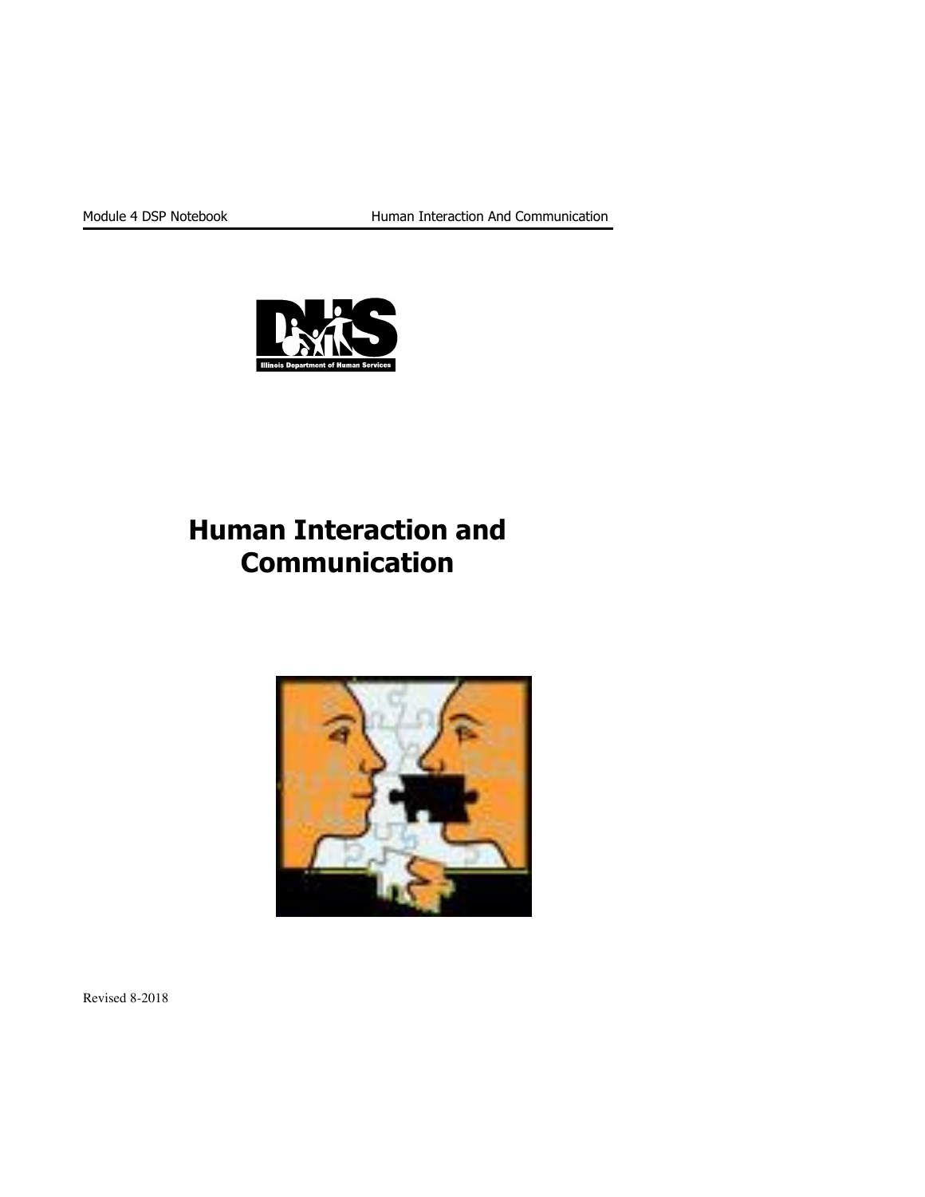# Human Interaction and Communication

Revised 8-2018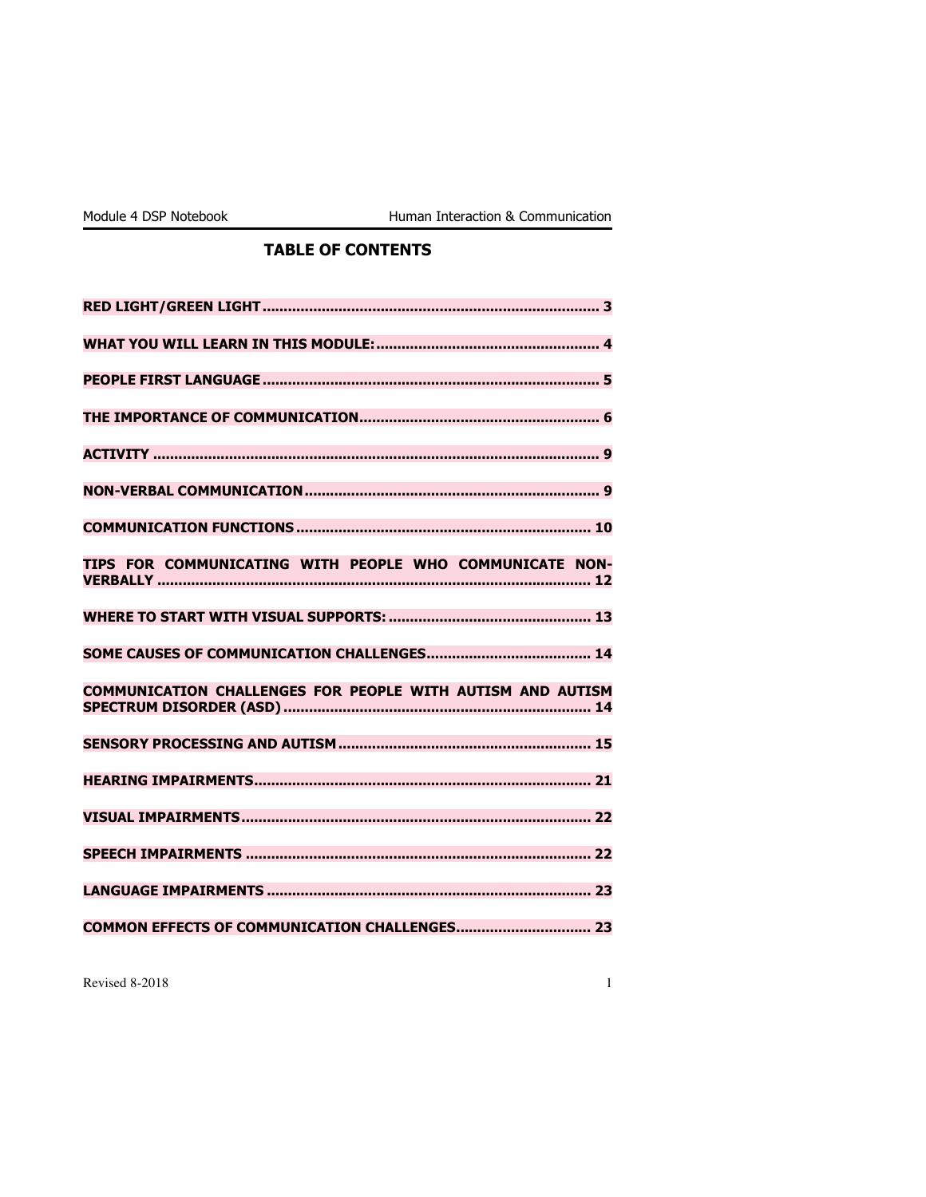## TABLE OF CONTENTS

**RED LIGHT/GREEN LIGHT** ..... **3**

**WHAT YOU WILL LEARN IN THIS MODULE:** ..... **4**

**PEOPLE FIRST LANGUAGE** ..... **5**

**THE IMPORTANCE OF COMMUNICATION** ..... **6**

**ACTIVITY** ..... **9**

**NON-VERBAL COMMUNICATION** ..... **9**

**COMMUNICATION FUNCTIONS** ..... **10**

**TIPS FOR COMMUNICATING WITH PEOPLE WHO COMMUNICATE NON-VERBALLY** ..... **12**

**WHERE TO START WITH VISUAL SUPPORTS:** ..... **13**

**SOME CAUSES OF COMMUNICATION CHALLENGES** ..... **14**

**COMMUNICATION CHALLENGES FOR PEOPLE WITH AUTISM AND AUTISM SPECTRUM DISORDER (ASD)** ..... **14**

**SENSORY PROCESSING AND AUTISM** ..... **15**

**HEARING IMPAIRMENTS** ..... **21**

**VISUAL IMPAIRMENTS** ..... **22**

**SPEECH IMPAIRMENTS** ..... **22**

**LANGUAGE IMPAIRMENTS** ..... **23**

**COMMON EFFECTS OF COMMUNICATION CHALLENGES** ..... **23**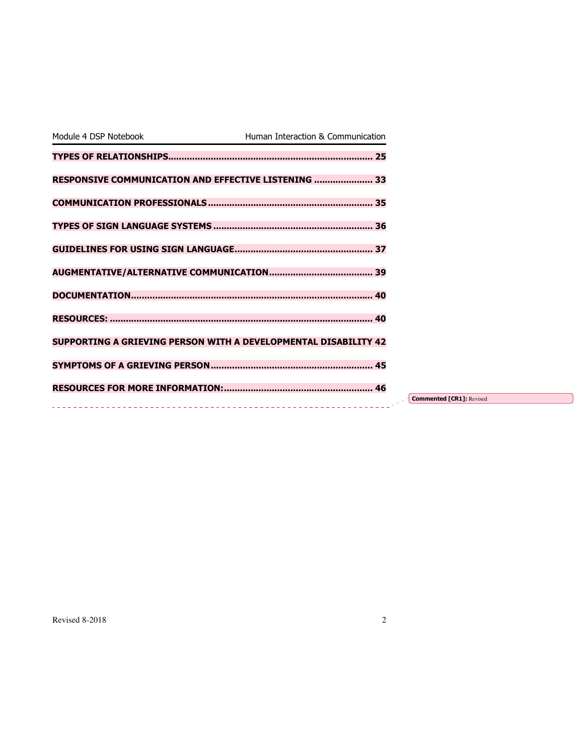**TYPES OF RELATIONSHIPS............................................................................ 25**

**RESPONSIVE COMMUNICATION AND EFFECTIVE LISTENING ...................... 33**

**COMMUNICATION PROFESSIONALS ............................................................. 35**

**TYPES OF SIGN LANGUAGE SYSTEMS ........................................................... 36**

**GUIDELINES FOR USING SIGN LANGUAGE.................................................... 37**

**AUGMENTATIVE/ALTERNATIVE COMMUNICATION....................................... 39**

**DOCUMENTATION.......................................................................................... 40**

**RESOURCES: .................................................................................................. 40**

**SUPPORTING A GRIEVING PERSON WITH A DEVELOPMENTAL DISABILITY 42**

**SYMPTOMS OF A GRIEVING PERSON............................................................. 45**

**RESOURCES FOR MORE INFORMATION:........................................................ 46**

**Commented [CR1]:** Revised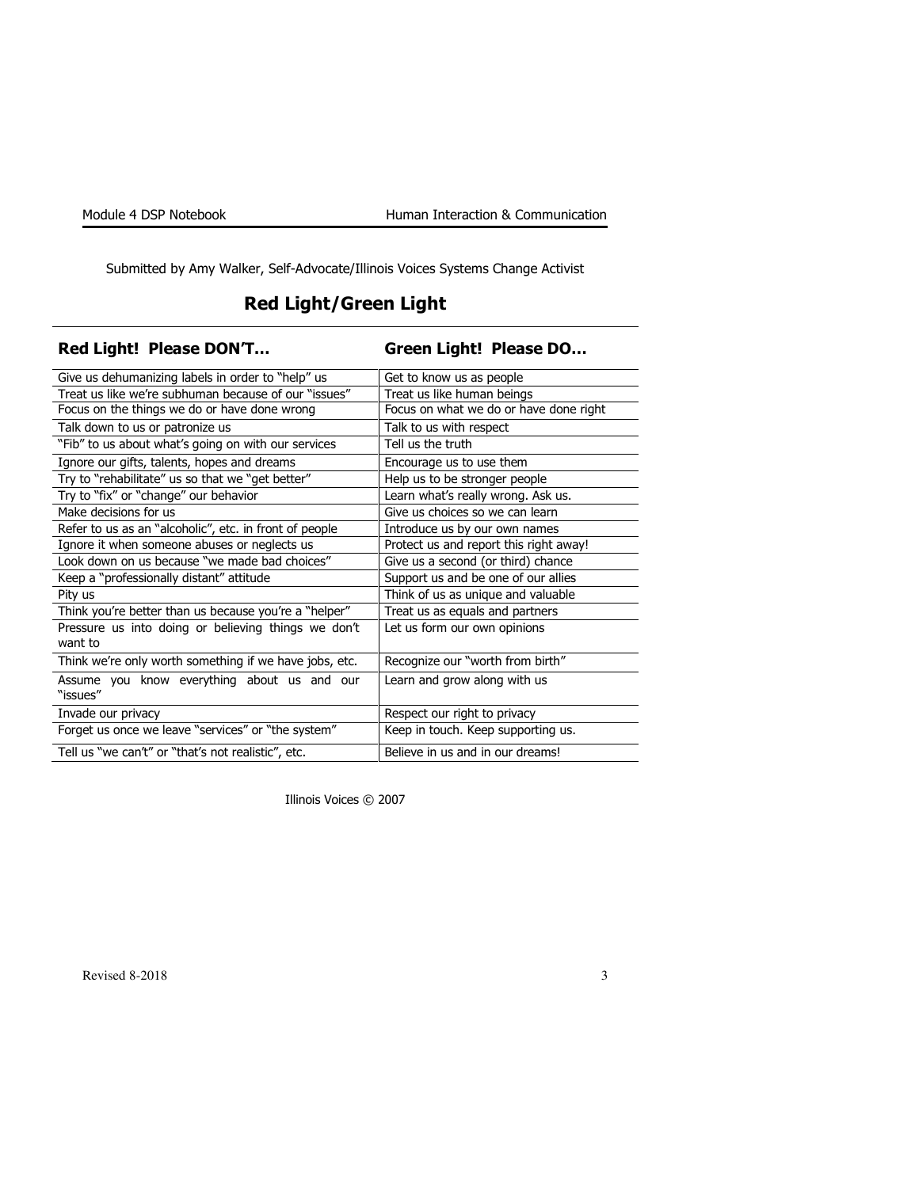Submitted by Amy Walker, Self-Advocate/Illinois Voices Systems Change Activist

# Red Light/Green Light

| Red Light! Please DON'T… | Green Light! Please DO… |
| --- | --- |
| Give us dehumanizing labels in order to "help" us | Get to know us as people |
| Treat us like we're subhuman because of our "issues" | Treat us like human beings |
| Focus on the things we do or have done wrong | Focus on what we do or have done right |
| Talk down to us or patronize us | Talk to us with respect |
| "Fib" to us about what's going on with our services | Tell us the truth |
| Ignore our gifts, talents, hopes and dreams | Encourage us to use them |
| Try to "rehabilitate" us so that we "get better" | Help us to be stronger people |
| Try to "fix" or "change" our behavior | Learn what's really wrong. Ask us. |
| Make decisions for us | Give us choices so we can learn |
| Refer to us as an "alcoholic", etc. in front of people | Introduce us by our own names |
| Ignore it when someone abuses or neglects us | Protect us and report this right away! |
| Look down on us because "we made bad choices" | Give us a second (or third) chance |
| Keep a "professionally distant" attitude | Support us and be one of our allies |
| Pity us | Think of us as unique and valuable |
| Think you're better than us because you're a "helper" | Treat us as equals and partners |
| Pressure us into doing or believing things we don't want to | Let us form our own opinions |
| Think we're only worth something if we have jobs, etc. | Recognize our "worth from birth" |
| Assume you know everything about us and our "issues" | Learn and grow along with us |
| Invade our privacy | Respect our right to privacy |
| Forget us once we leave "services" or "the system" | Keep in touch. Keep supporting us. |
| Tell us "we can't" or "that's not realistic", etc. | Believe in us and in our dreams! |

Illinois Voices © 2007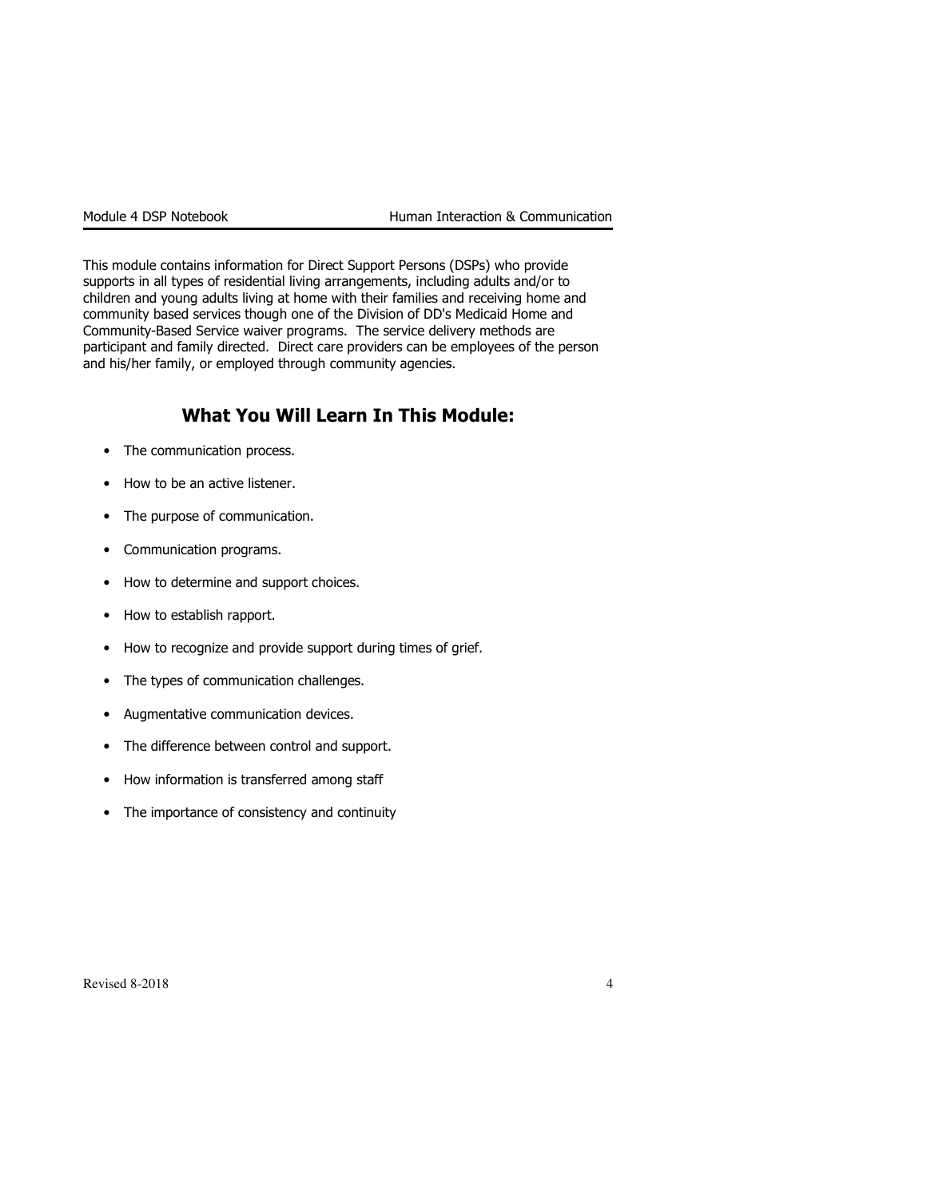This module contains information for Direct Support Persons (DSPs) who provide supports in all types of residential living arrangements, including adults and/or to children and young adults living at home with their families and receiving home and community based services though one of the Division of DD's Medicaid Home and Community-Based Service waiver programs. The service delivery methods are participant and family directed. Direct care providers can be employees of the person and his/her family, or employed through community agencies.

## What You Will Learn In This Module:

- The communication process.
- How to be an active listener.
- The purpose of communication.
- Communication programs.
- How to determine and support choices.
- How to establish rapport.
- How to recognize and provide support during times of grief.
- The types of communication challenges.
- Augmentative communication devices.
- The difference between control and support.
- How information is transferred among staff
- The importance of consistency and continuity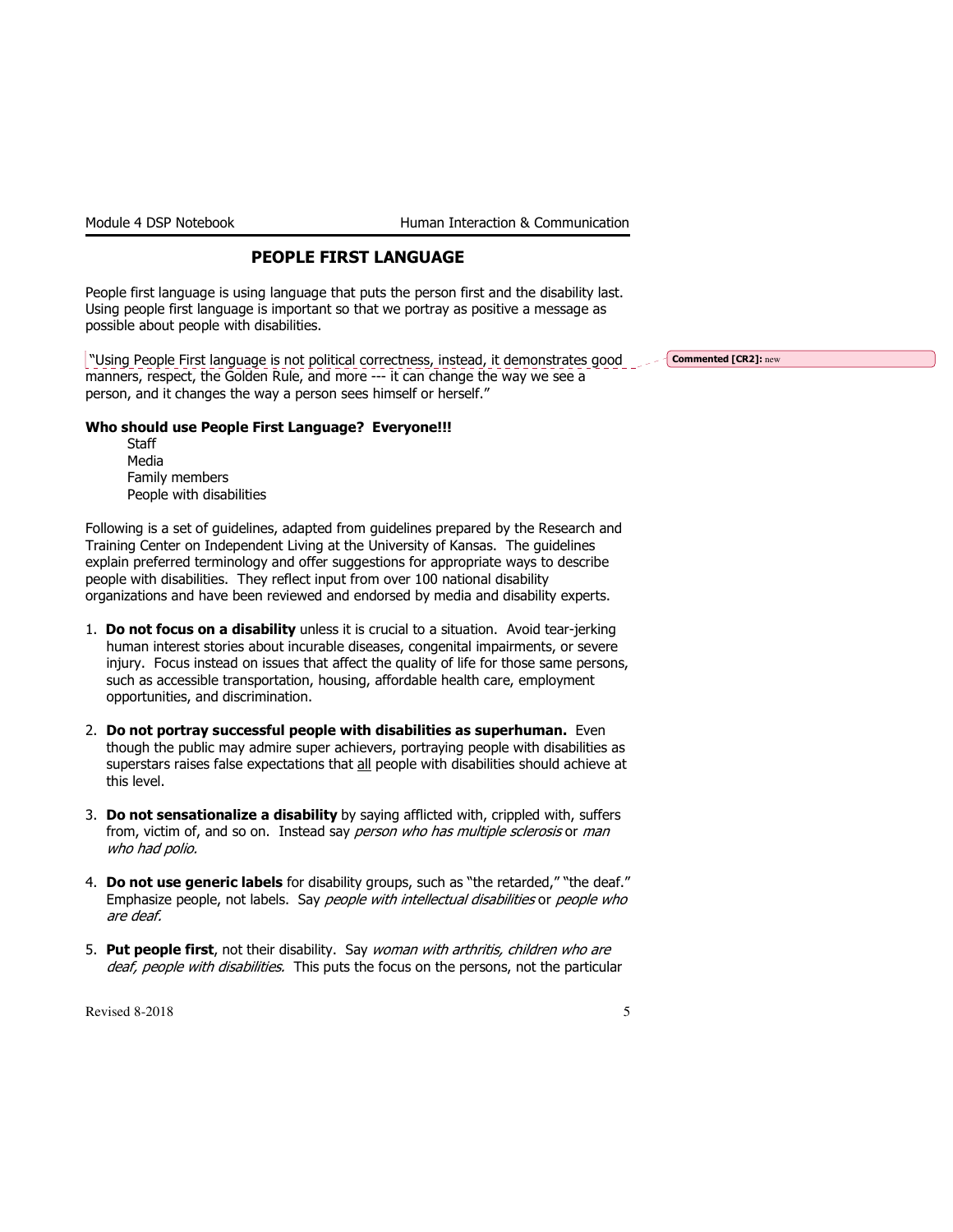## PEOPLE FIRST LANGUAGE

People first language is using language that puts the person first and the disability last. Using people first language is important so that we portray as positive a message as possible about people with disabilities.

"Using People First language is not political correctness, instead, it demonstrates good manners, respect, the Golden Rule, and more --- it can change the way we see a person, and it changes the way a person sees himself or herself."

**Who should use People First Language? Everyone!!!**

Staff
Media
Family members
People with disabilities

Following is a set of guidelines, adapted from guidelines prepared by the Research and Training Center on Independent Living at the University of Kansas. The guidelines explain preferred terminology and offer suggestions for appropriate ways to describe people with disabilities. They reflect input from over 100 national disability organizations and have been reviewed and endorsed by media and disability experts.

1. **Do not focus on a disability** unless it is crucial to a situation. Avoid tear-jerking human interest stories about incurable diseases, congenital impairments, or severe injury. Focus instead on issues that affect the quality of life for those same persons, such as accessible transportation, housing, affordable health care, employment opportunities, and discrimination.

2. **Do not portray successful people with disabilities as superhuman.** Even though the public may admire super achievers, portraying people with disabilities as superstars raises false expectations that all people with disabilities should achieve at this level.

3. **Do not sensationalize a disability** by saying afflicted with, crippled with, suffers from, victim of, and so on. Instead say *person who has multiple sclerosis* or *man who had polio.*

4. **Do not use generic labels** for disability groups, such as "the retarded," "the deaf." Emphasize people, not labels. Say *people with intellectual disabilities* or *people who are deaf.*

5. **Put people first**, not their disability. Say *woman with arthritis, children who are deaf, people with disabilities.* This puts the focus on the persons, not the particular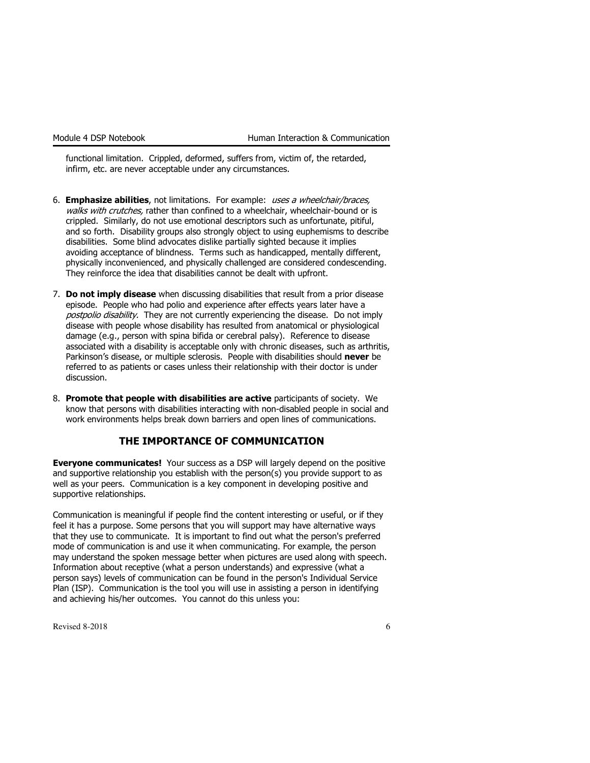functional limitation. Crippled, deformed, suffers from, victim of, the retarded, infirm, etc. are never acceptable under any circumstances.

6. **Emphasize abilities**, not limitations. For example: *uses a wheelchair/braces, walks with crutches,* rather than confined to a wheelchair, wheelchair-bound or is crippled. Similarly, do not use emotional descriptors such as unfortunate, pitiful, and so forth. Disability groups also strongly object to using euphemisms to describe disabilities. Some blind advocates dislike partially sighted because it implies avoiding acceptance of blindness. Terms such as handicapped, mentally different, physically inconvenienced, and physically challenged are considered condescending. They reinforce the idea that disabilities cannot be dealt with upfront.

7. **Do not imply disease** when discussing disabilities that result from a prior disease episode. People who had polio and experience after effects years later have a *postpolio disability.* They are not currently experiencing the disease. Do not imply disease with people whose disability has resulted from anatomical or physiological damage (e.g., person with spina bifida or cerebral palsy). Reference to disease associated with a disability is acceptable only with chronic diseases, such as arthritis, Parkinson's disease, or multiple sclerosis. People with disabilities should **never** be referred to as patients or cases unless their relationship with their doctor is under discussion.

8. **Promote that people with disabilities are active** participants of society. We know that persons with disabilities interacting with non-disabled people in social and work environments helps break down barriers and open lines of communications.

## THE IMPORTANCE OF COMMUNICATION

**Everyone communicates!** Your success as a DSP will largely depend on the positive and supportive relationship you establish with the person(s) you provide support to as well as your peers. Communication is a key component in developing positive and supportive relationships.

Communication is meaningful if people find the content interesting or useful, or if they feel it has a purpose. Some persons that you will support may have alternative ways that they use to communicate. It is important to find out what the person's preferred mode of communication is and use it when communicating. For example, the person may understand the spoken message better when pictures are used along with speech. Information about receptive (what a person understands) and expressive (what a person says) levels of communication can be found in the person's Individual Service Plan (ISP). Communication is the tool you will use in assisting a person in identifying and achieving his/her outcomes. You cannot do this unless you: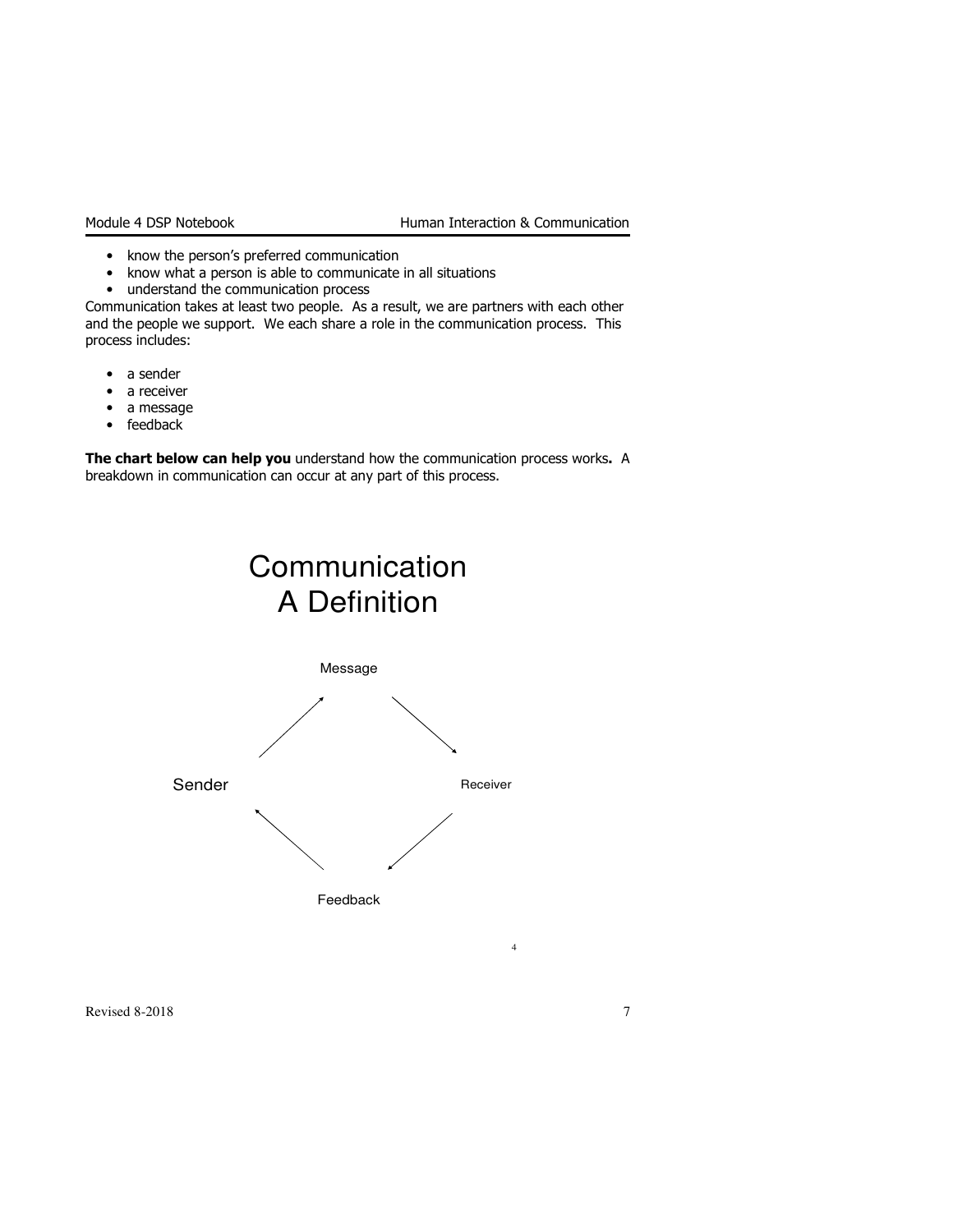- know the person's preferred communication
- know what a person is able to communicate in all situations
- understand the communication process

Communication takes at least two people. As a result, we are partners with each other and the people we support. We each share a role in the communication process. This process includes:

- a sender
- a receiver
- a message
- feedback

**The chart below can help you** understand how the communication process works**.** A breakdown in communication can occur at any part of this process.

## Communication
## A Definition

Message

Sender

Receiver

Feedback

4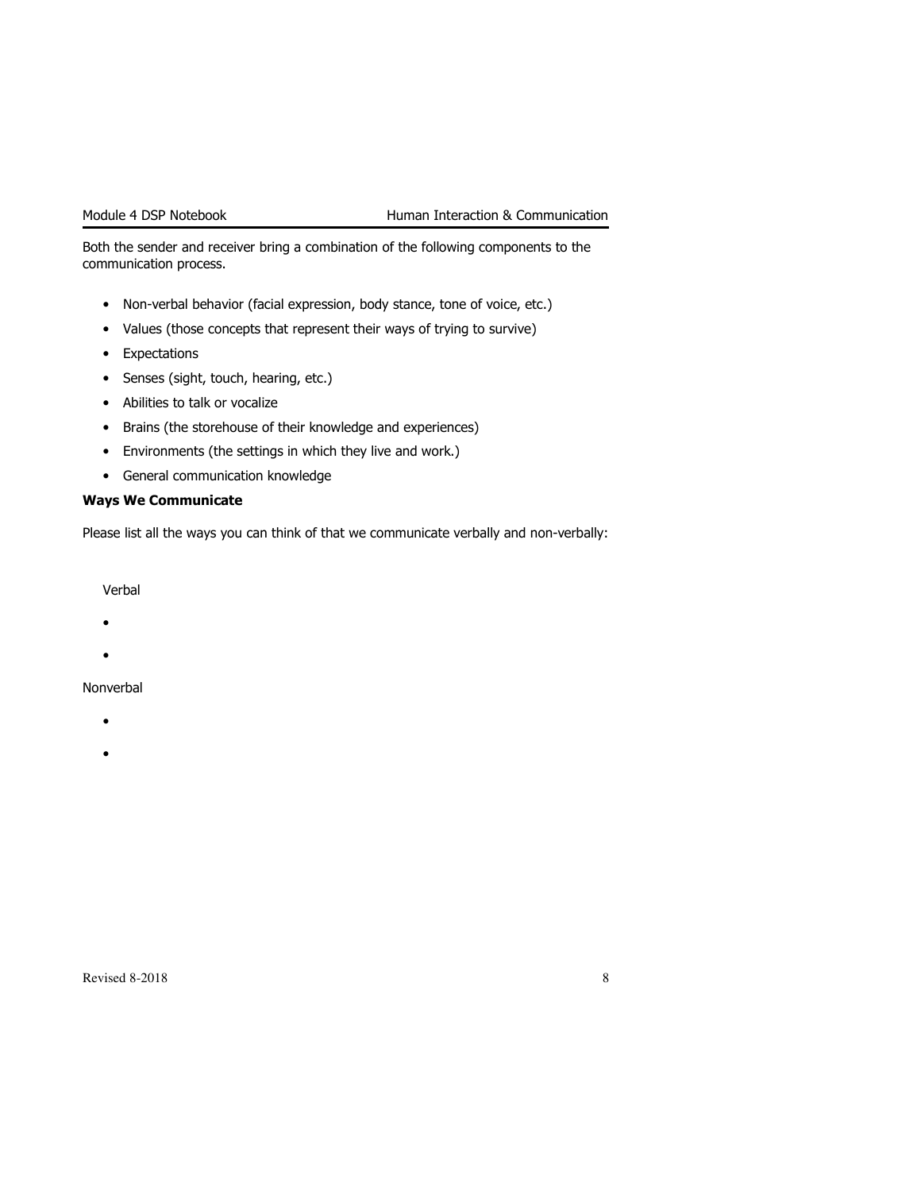Both the sender and receiver bring a combination of the following components to the communication process.

- Non-verbal behavior (facial expression, body stance, tone of voice, etc.)
- Values (those concepts that represent their ways of trying to survive)
- Expectations
- Senses (sight, touch, hearing, etc.)
- Abilities to talk or vocalize
- Brains (the storehouse of their knowledge and experiences)
- Environments (the settings in which they live and work.)
- General communication knowledge

**Ways We Communicate**

Please list all the ways you can think of that we communicate verbally and non-verbally:

Verbal

- 
- 

Nonverbal

- 
-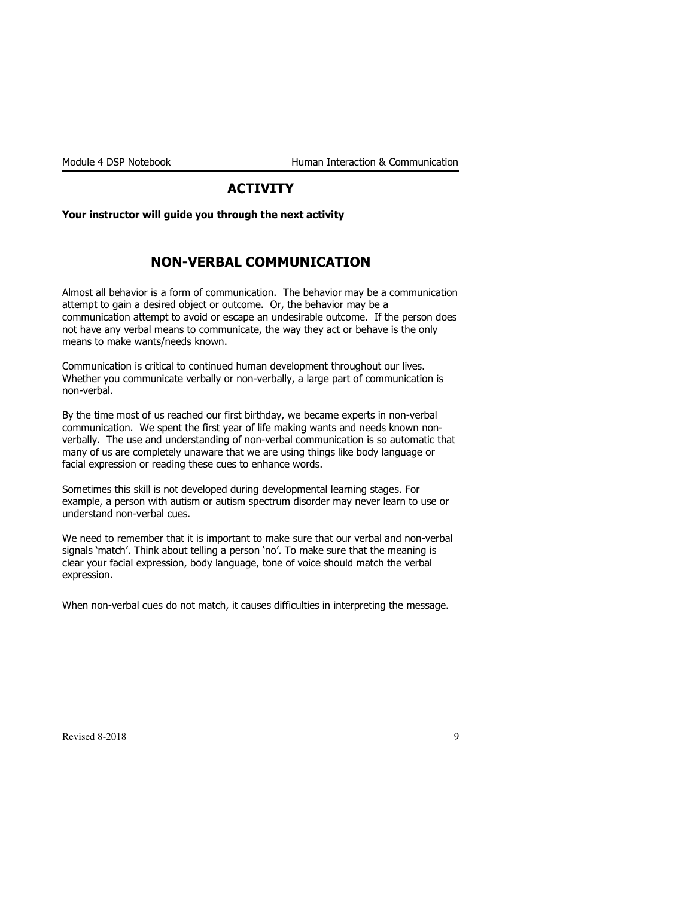## ACTIVITY

**Your instructor will guide you through the next activity**

## NON-VERBAL COMMUNICATION

Almost all behavior is a form of communication. The behavior may be a communication attempt to gain a desired object or outcome. Or, the behavior may be a communication attempt to avoid or escape an undesirable outcome. If the person does not have any verbal means to communicate, the way they act or behave is the only means to make wants/needs known.

Communication is critical to continued human development throughout our lives. Whether you communicate verbally or non-verbally, a large part of communication is non-verbal.

By the time most of us reached our first birthday, we became experts in non-verbal communication. We spent the first year of life making wants and needs known non-verbally. The use and understanding of non-verbal communication is so automatic that many of us are completely unaware that we are using things like body language or facial expression or reading these cues to enhance words.

Sometimes this skill is not developed during developmental learning stages. For example, a person with autism or autism spectrum disorder may never learn to use or understand non-verbal cues.

We need to remember that it is important to make sure that our verbal and non-verbal signals 'match'. Think about telling a person 'no'. To make sure that the meaning is clear your facial expression, body language, tone of voice should match the verbal expression.

When non-verbal cues do not match, it causes difficulties in interpreting the message.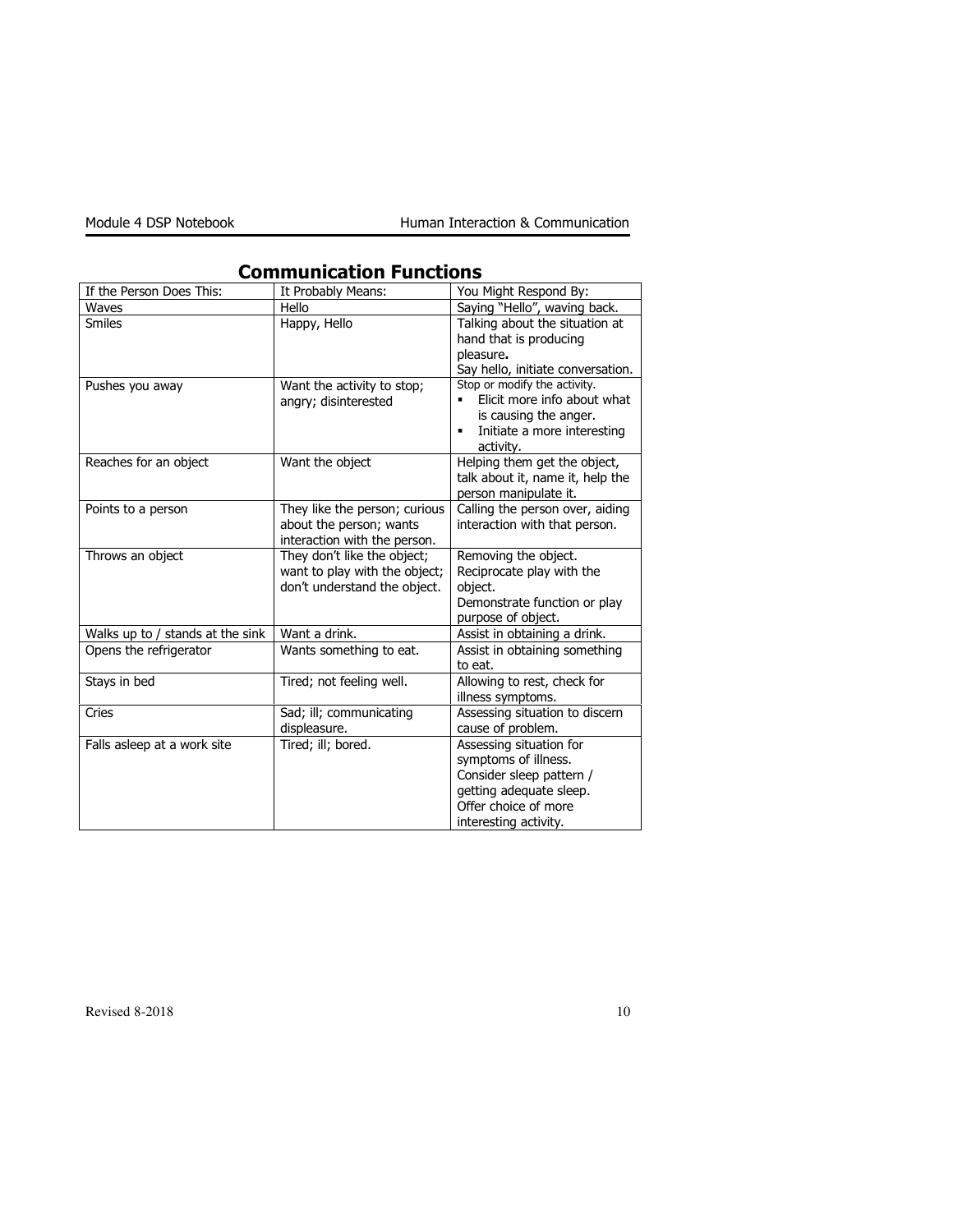## Communication Functions

| If the Person Does This: | It Probably Means: | You Might Respond By: |
|---|---|---|
| Waves | Hello | Saying "Hello", waving back. |
| Smiles | Happy, Hello | Talking about the situation at hand that is producing pleasure. Say hello, initiate conversation. |
| Pushes you away | Want the activity to stop; angry; disinterested | Stop or modify the activity. ▪ Elicit more info about what is causing the anger. ▪ Initiate a more interesting activity. |
| Reaches for an object | Want the object | Helping them get the object, talk about it, name it, help the person manipulate it. |
| Points to a person | They like the person; curious about the person; wants interaction with the person. | Calling the person over, aiding interaction with that person. |
| Throws an object | They don't like the object; want to play with the object; don't understand the object. | Removing the object. Reciprocate play with the object. Demonstrate function or play purpose of object. |
| Walks up to / stands at the sink | Want a drink. | Assist in obtaining a drink. |
| Opens the refrigerator | Wants something to eat. | Assist in obtaining something to eat. |
| Stays in bed | Tired; not feeling well. | Allowing to rest, check for illness symptoms. |
| Cries | Sad; ill; communicating displeasure. | Assessing situation to discern cause of problem. |
| Falls asleep at a work site | Tired; ill; bored. | Assessing situation for symptoms of illness. Consider sleep pattern / getting adequate sleep. Offer choice of more interesting activity. |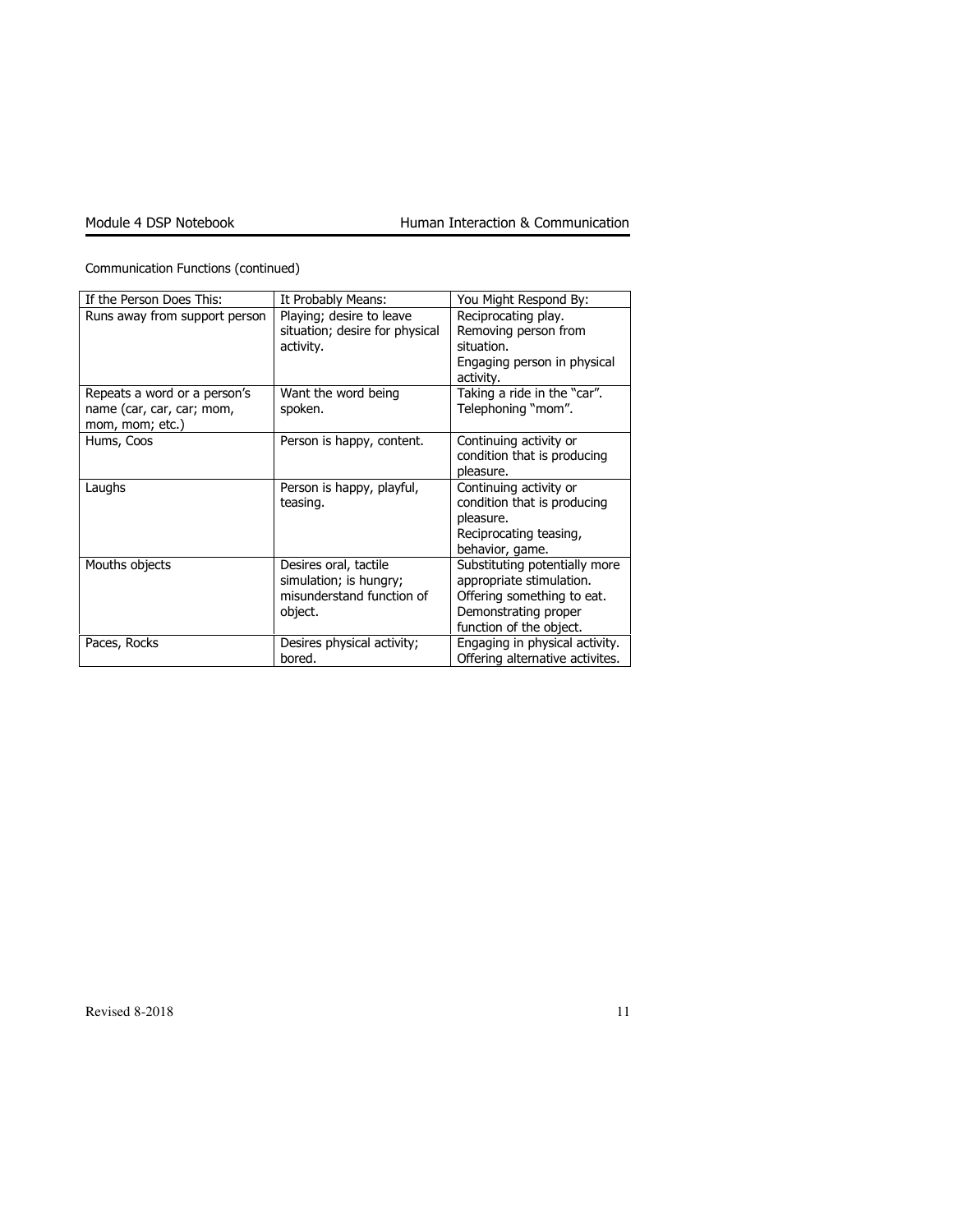Communication Functions (continued)

| If the Person Does This: | It Probably Means: | You Might Respond By: |
|---|---|---|
| Runs away from support person | Playing; desire to leave situation; desire for physical activity. | Reciprocating play.<br>Removing person from situation.<br>Engaging person in physical activity. |
| Repeats a word or a person's name (car, car, car; mom, mom, mom; etc.) | Want the word being spoken. | Taking a ride in the "car".<br>Telephoning "mom". |
| Hums, Coos | Person is happy, content. | Continuing activity or condition that is producing pleasure. |
| Laughs | Person is happy, playful, teasing. | Continuing activity or condition that is producing pleasure.<br>Reciprocating teasing, behavior, game. |
| Mouths objects | Desires oral, tactile simulation; is hungry; misunderstand function of object. | Substituting potentially more appropriate stimulation.<br>Offering something to eat.<br>Demonstrating proper function of the object. |
| Paces, Rocks | Desires physical activity; bored. | Engaging in physical activity.<br>Offering alternative activites. |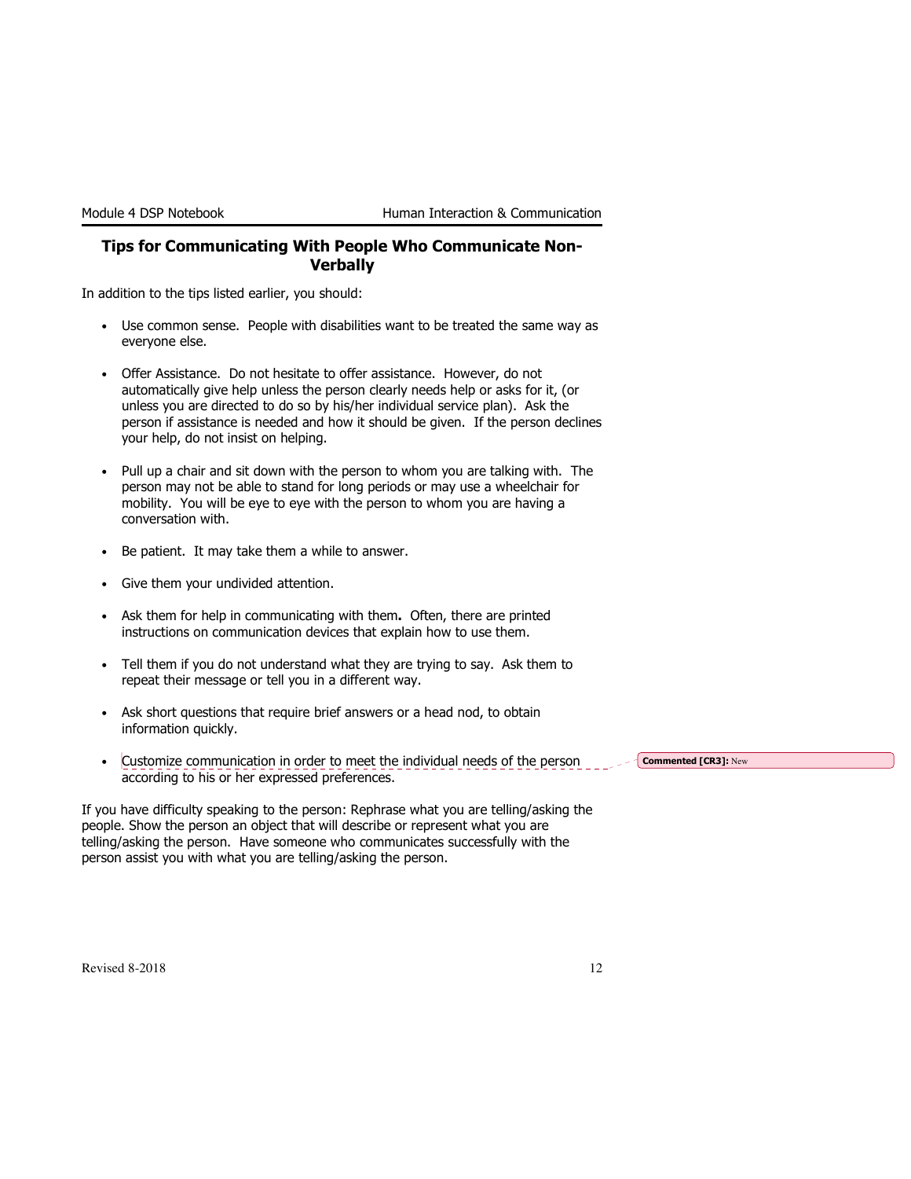## Tips for Communicating With People Who Communicate Non-Verbally

In addition to the tips listed earlier, you should:

- Use common sense. People with disabilities want to be treated the same way as everyone else.
- Offer Assistance. Do not hesitate to offer assistance. However, do not automatically give help unless the person clearly needs help or asks for it, (or unless you are directed to do so by his/her individual service plan). Ask the person if assistance is needed and how it should be given. If the person declines your help, do not insist on helping.
- Pull up a chair and sit down with the person to whom you are talking with. The person may not be able to stand for long periods or may use a wheelchair for mobility. You will be eye to eye with the person to whom you are having a conversation with.
- Be patient. It may take them a while to answer.
- Give them your undivided attention.
- Ask them for help in communicating with them**.** Often, there are printed instructions on communication devices that explain how to use them.
- Tell them if you do not understand what they are trying to say. Ask them to repeat their message or tell you in a different way.
- Ask short questions that require brief answers or a head nod, to obtain information quickly.
- Customize communication in order to meet the individual needs of the person according to his or her expressed preferences.

**Commented [CR3]:** New

If you have difficulty speaking to the person: Rephrase what you are telling/asking the people. Show the person an object that will describe or represent what you are telling/asking the person. Have someone who communicates successfully with the person assist you with what you are telling/asking the person.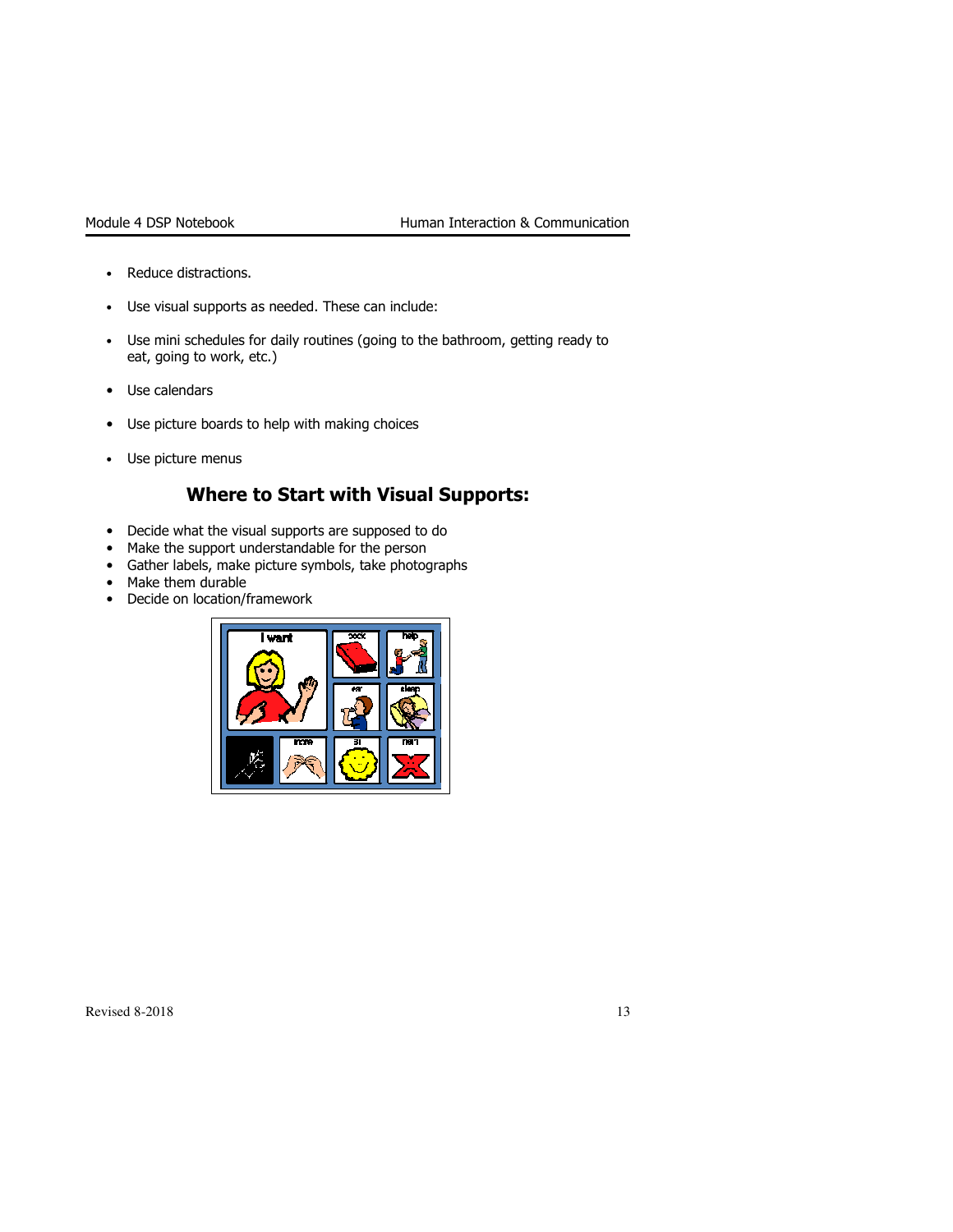- Reduce distractions.
- Use visual supports as needed. These can include:
- Use mini schedules for daily routines (going to the bathroom, getting ready to eat, going to work, etc.)
- Use calendars
- Use picture boards to help with making choices
- Use picture menus

## Where to Start with Visual Supports:

- Decide what the visual supports are supposed to do
- Make the support understandable for the person
- Gather labels, make picture symbols, take photographs
- Make them durable
- Decide on location/framework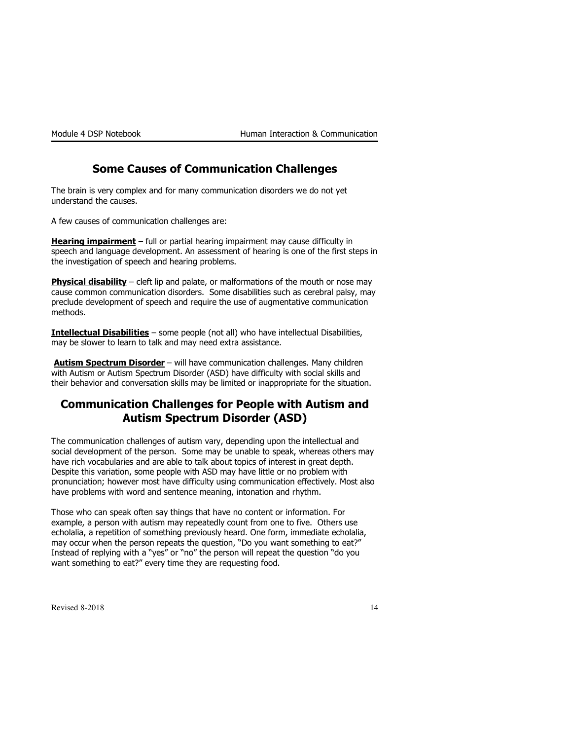## Some Causes of Communication Challenges

The brain is very complex and for many communication disorders we do not yet understand the causes.

A few causes of communication challenges are:

**Hearing impairment** – full or partial hearing impairment may cause difficulty in speech and language development. An assessment of hearing is one of the first steps in the investigation of speech and hearing problems.

**Physical disability** – cleft lip and palate, or malformations of the mouth or nose may cause common communication disorders. Some disabilities such as cerebral palsy, may preclude development of speech and require the use of augmentative communication methods.

**Intellectual Disabilities** – some people (not all) who have intellectual Disabilities, may be slower to learn to talk and may need extra assistance.

**Autism Spectrum Disorder** – will have communication challenges. Many children with Autism or Autism Spectrum Disorder (ASD) have difficulty with social skills and their behavior and conversation skills may be limited or inappropriate for the situation.

## Communication Challenges for People with Autism and Autism Spectrum Disorder (ASD)

The communication challenges of autism vary, depending upon the intellectual and social development of the person. Some may be unable to speak, whereas others may have rich vocabularies and are able to talk about topics of interest in great depth. Despite this variation, some people with ASD may have little or no problem with pronunciation; however most have difficulty using communication effectively. Most also have problems with word and sentence meaning, intonation and rhythm.

Those who can speak often say things that have no content or information. For example, a person with autism may repeatedly count from one to five. Others use echolalia, a repetition of something previously heard. One form, immediate echolalia, may occur when the person repeats the question, "Do you want something to eat?" Instead of replying with a "yes" or "no" the person will repeat the question "do you want something to eat?" every time they are requesting food.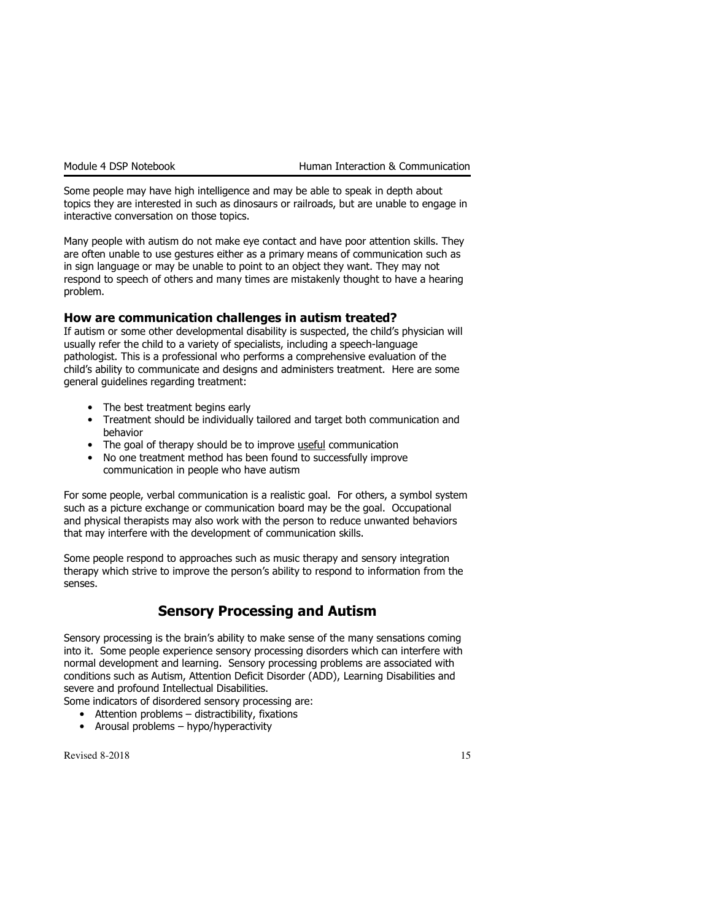Some people may have high intelligence and may be able to speak in depth about topics they are interested in such as dinosaurs or railroads, but are unable to engage in interactive conversation on those topics.

Many people with autism do not make eye contact and have poor attention skills. They are often unable to use gestures either as a primary means of communication such as in sign language or may be unable to point to an object they want. They may not respond to speech of others and many times are mistakenly thought to have a hearing problem.

### How are communication challenges in autism treated?

If autism or some other developmental disability is suspected, the child's physician will usually refer the child to a variety of specialists, including a speech-language pathologist. This is a professional who performs a comprehensive evaluation of the child's ability to communicate and designs and administers treatment. Here are some general guidelines regarding treatment:

- The best treatment begins early
- Treatment should be individually tailored and target both communication and behavior
- The goal of therapy should be to improve <u>useful</u> communication
- No one treatment method has been found to successfully improve communication in people who have autism

For some people, verbal communication is a realistic goal. For others, a symbol system such as a picture exchange or communication board may be the goal. Occupational and physical therapists may also work with the person to reduce unwanted behaviors that may interfere with the development of communication skills.

Some people respond to approaches such as music therapy and sensory integration therapy which strive to improve the person's ability to respond to information from the senses.

## Sensory Processing and Autism

Sensory processing is the brain's ability to make sense of the many sensations coming into it. Some people experience sensory processing disorders which can interfere with normal development and learning. Sensory processing problems are associated with conditions such as Autism, Attention Deficit Disorder (ADD), Learning Disabilities and severe and profound Intellectual Disabilities.

Some indicators of disordered sensory processing are:

- Attention problems – distractibility, fixations
- Arousal problems – hypo/hyperactivity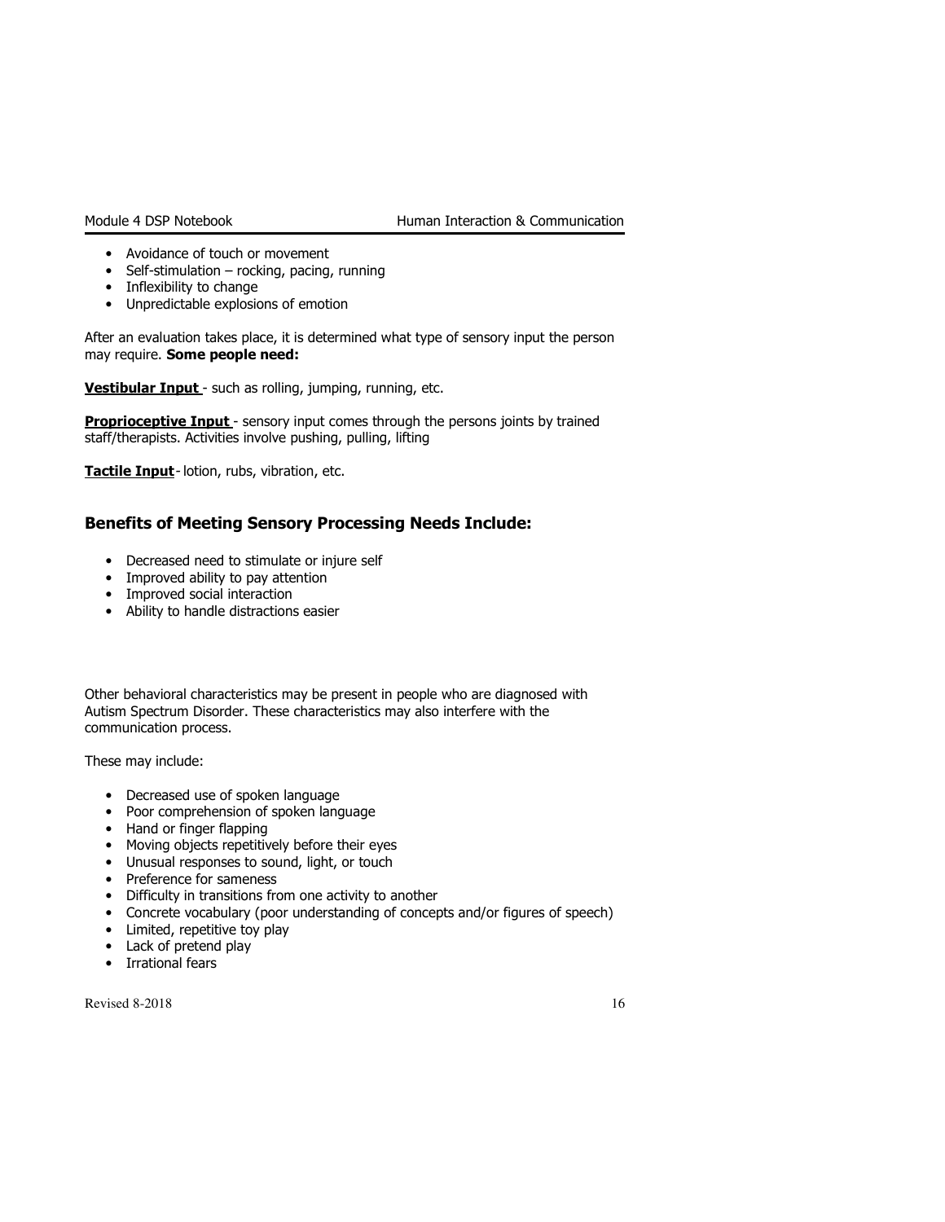- Avoidance of touch or movement
- Self-stimulation – rocking, pacing, running
- Inflexibility to change
- Unpredictable explosions of emotion

After an evaluation takes place, it is determined what type of sensory input the person may require. **Some people need:**

**Vestibular Input** - such as rolling, jumping, running, etc.

**Proprioceptive Input** - sensory input comes through the persons joints by trained staff/therapists. Activities involve pushing, pulling, lifting

**Tactile Input** - lotion, rubs, vibration, etc.

## Benefits of Meeting Sensory Processing Needs Include:

- Decreased need to stimulate or injure self
- Improved ability to pay attention
- Improved social interaction
- Ability to handle distractions easier

Other behavioral characteristics may be present in people who are diagnosed with Autism Spectrum Disorder. These characteristics may also interfere with the communication process.

These may include:

- Decreased use of spoken language
- Poor comprehension of spoken language
- Hand or finger flapping
- Moving objects repetitively before their eyes
- Unusual responses to sound, light, or touch
- Preference for sameness
- Difficulty in transitions from one activity to another
- Concrete vocabulary (poor understanding of concepts and/or figures of speech)
- Limited, repetitive toy play
- Lack of pretend play
- Irrational fears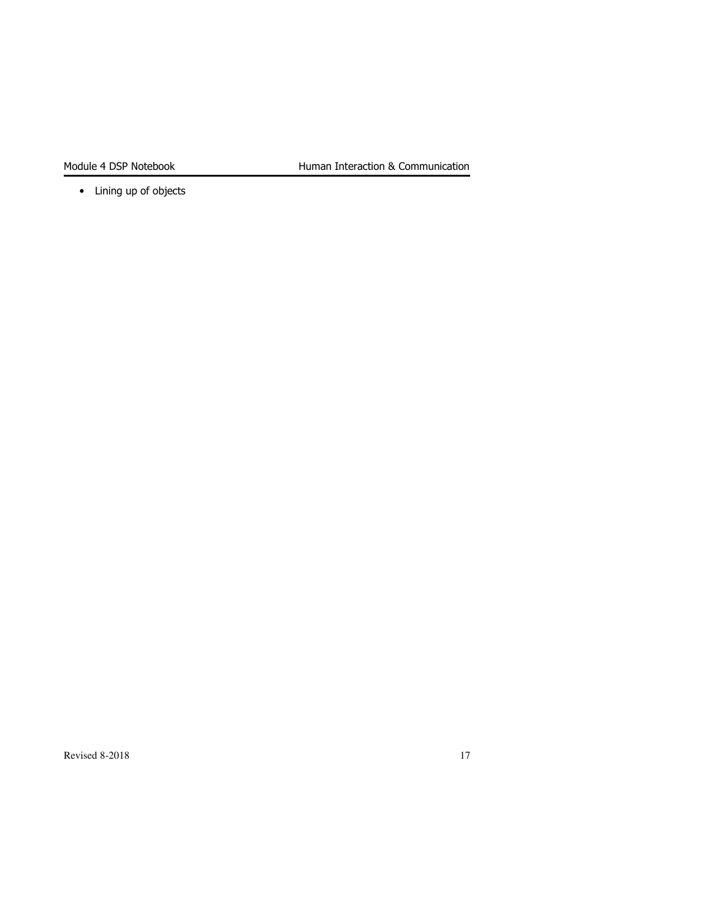- Lining up of objects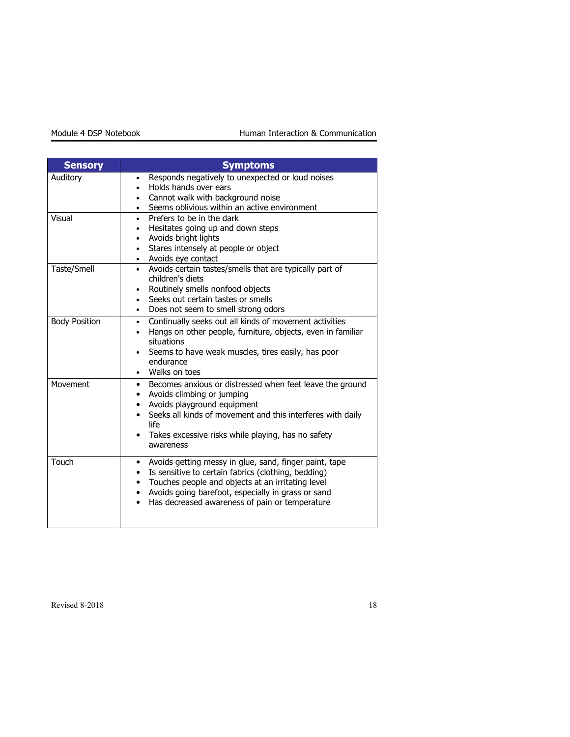| Sensory | Symptoms |
|---|---|
| Auditory | • Responds negatively to unexpected or loud noises<br>• Holds hands over ears<br>• Cannot walk with background noise<br>• Seems oblivious within an active environment |
| Visual | • Prefers to be in the dark<br>• Hesitates going up and down steps<br>• Avoids bright lights<br>• Stares intensely at people or object<br>• Avoids eye contact |
| Taste/Smell | • Avoids certain tastes/smells that are typically part of children's diets<br>• Routinely smells nonfood objects<br>• Seeks out certain tastes or smells<br>• Does not seem to smell strong odors |
| Body Position | • Continually seeks out all kinds of movement activities<br>• Hangs on other people, furniture, objects, even in familiar situations<br>• Seems to have weak muscles, tires easily, has poor endurance<br>• Walks on toes |
| Movement | • Becomes anxious or distressed when feet leave the ground<br>• Avoids climbing or jumping<br>• Avoids playground equipment<br>• Seeks all kinds of movement and this interferes with daily life<br>• Takes excessive risks while playing, has no safety awareness |
| Touch | • Avoids getting messy in glue, sand, finger paint, tape<br>• Is sensitive to certain fabrics (clothing, bedding)<br>• Touches people and objects at an irritating level<br>• Avoids going barefoot, especially in grass or sand<br>• Has decreased awareness of pain or temperature |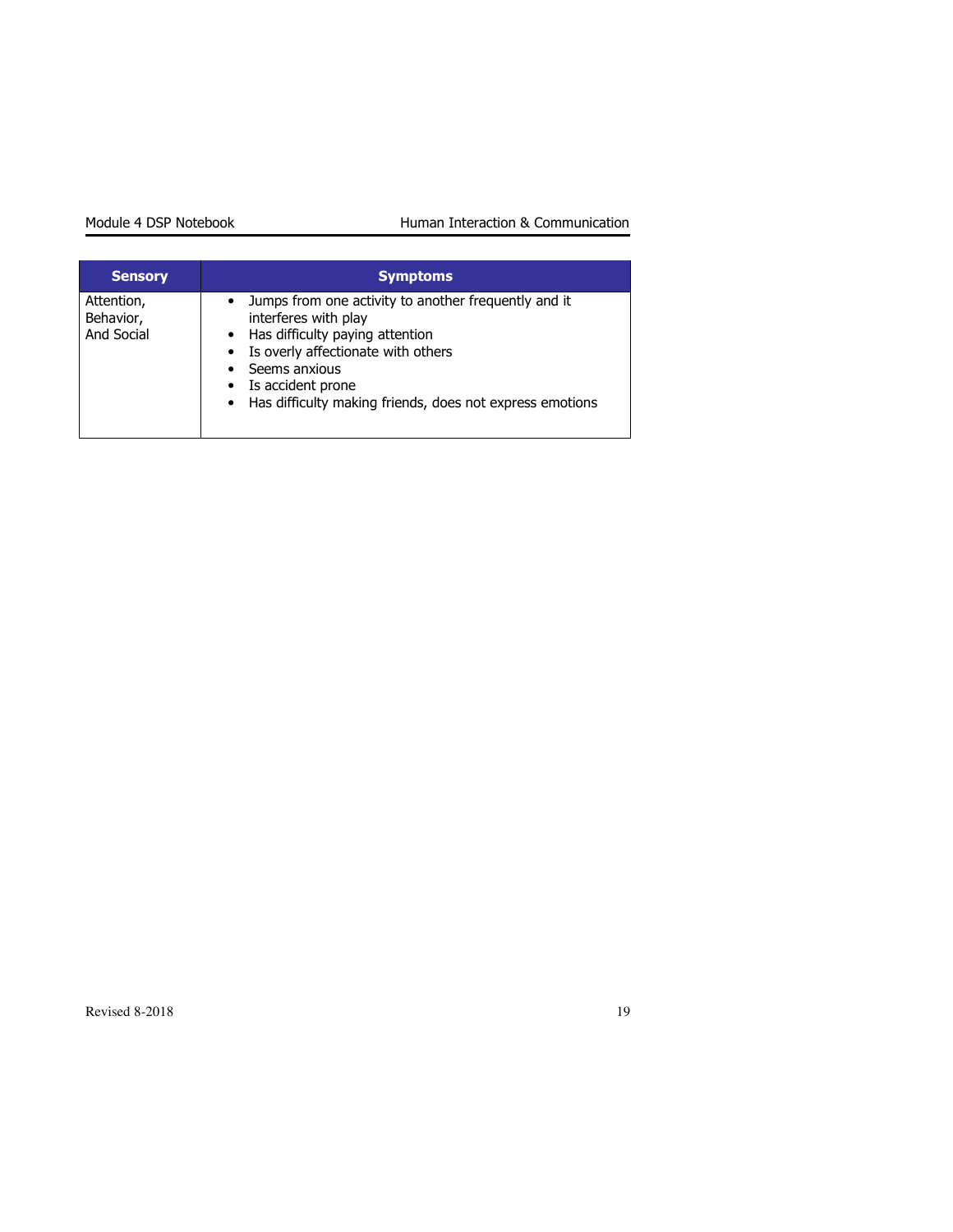| Sensory | Symptoms |
| --- | --- |
| Attention, Behavior, And Social | • Jumps from one activity to another frequently and it interferes with play<br>• Has difficulty paying attention<br>• Is overly affectionate with others<br>• Seems anxious<br>• Is accident prone<br>• Has difficulty making friends, does not express emotions |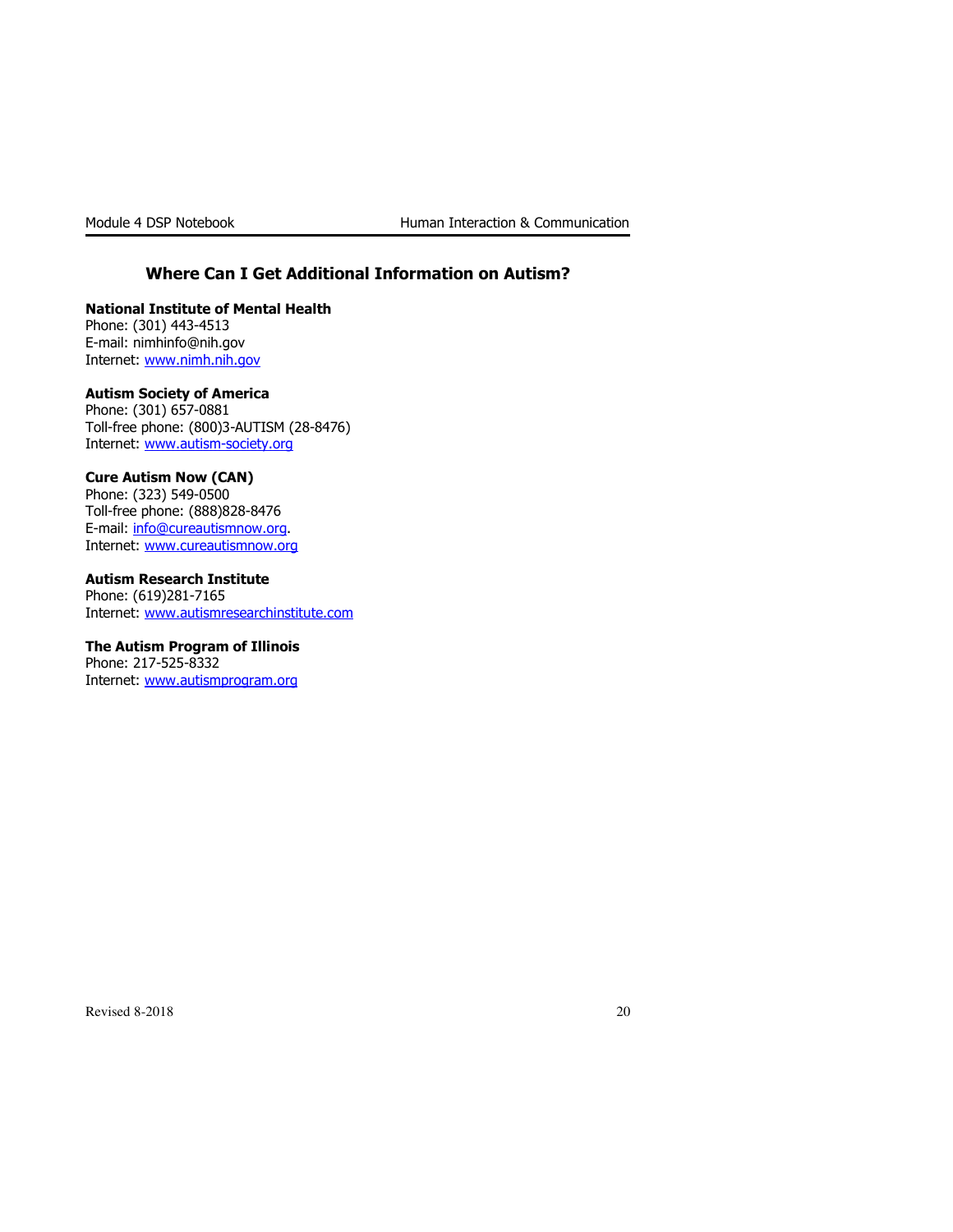## Where Can I Get Additional Information on Autism?

**National Institute of Mental Health**
Phone: (301) 443-4513
E-mail: nimhinfo@nih.gov
Internet: www.nimh.nih.gov

**Autism Society of America**
Phone: (301) 657-0881
Toll-free phone: (800)3-AUTISM (28-8476)
Internet: www.autism-society.org

**Cure Autism Now (CAN)**
Phone: (323) 549-0500
Toll-free phone: (888)828-8476
E-mail: info@cureautismnow.org.
Internet: www.cureautismnow.org

**Autism Research Institute**
Phone: (619)281-7165
Internet: www.autismresearchinstitute.com

**The Autism Program of Illinois**
Phone: 217-525-8332
Internet: www.autismprogram.org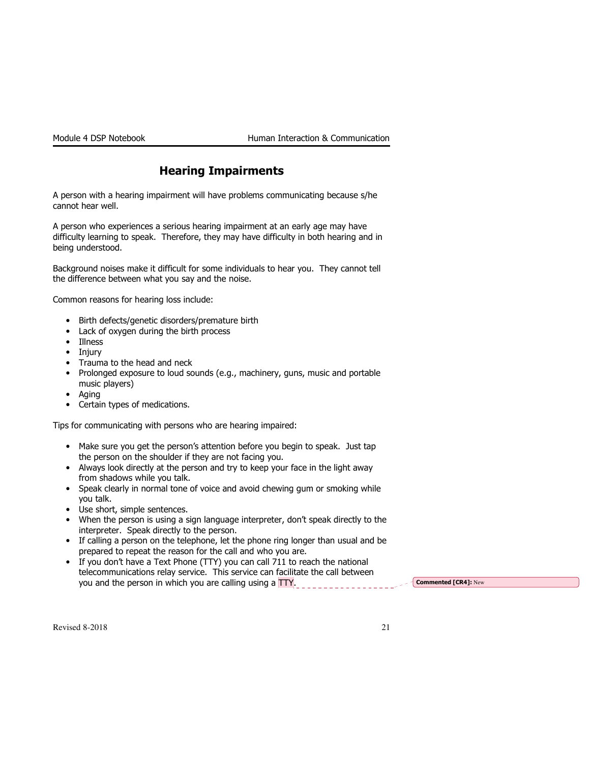# Hearing Impairments

A person with a hearing impairment will have problems communicating because s/he cannot hear well.

A person who experiences a serious hearing impairment at an early age may have difficulty learning to speak. Therefore, they may have difficulty in both hearing and in being understood.

Background noises make it difficult for some individuals to hear you. They cannot tell the difference between what you say and the noise.

Common reasons for hearing loss include:

- Birth defects/genetic disorders/premature birth
- Lack of oxygen during the birth process
- Illness
- Injury
- Trauma to the head and neck
- Prolonged exposure to loud sounds (e.g., machinery, guns, music and portable music players)
- Aging
- Certain types of medications.

Tips for communicating with persons who are hearing impaired:

- Make sure you get the person's attention before you begin to speak. Just tap the person on the shoulder if they are not facing you.
- Always look directly at the person and try to keep your face in the light away from shadows while you talk.
- Speak clearly in normal tone of voice and avoid chewing gum or smoking while you talk.
- Use short, simple sentences.
- When the person is using a sign language interpreter, don't speak directly to the interpreter. Speak directly to the person.
- If calling a person on the telephone, let the phone ring longer than usual and be prepared to repeat the reason for the call and who you are.
- If you don't have a Text Phone (TTY) you can call 711 to reach the national telecommunications relay service. This service can facilitate the call between you and the person in which you are calling using a TTY.

**Commented [CR4]:** New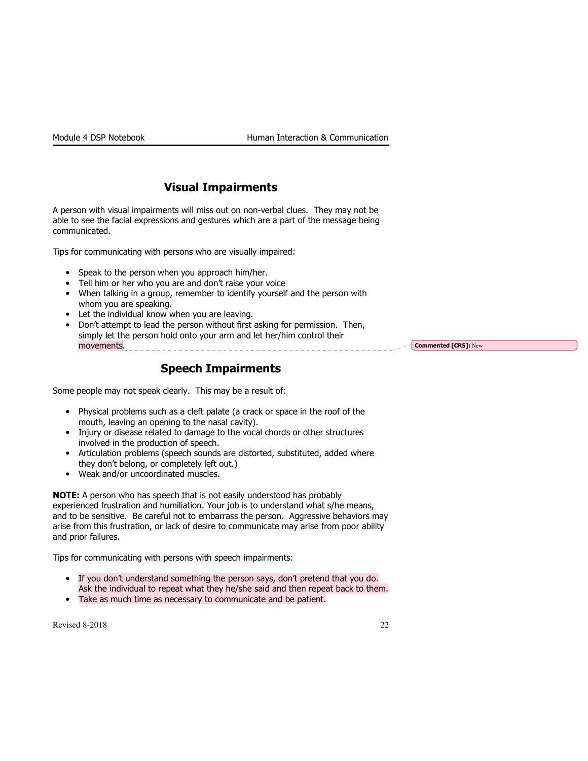## Visual Impairments

A person with visual impairments will miss out on non-verbal clues. They may not be able to see the facial expressions and gestures which are a part of the message being communicated.

Tips for communicating with persons who are visually impaired:

- Speak to the person when you approach him/her.
- Tell him or her who you are and don't raise your voice
- When talking in a group, remember to identify yourself and the person with whom you are speaking.
- Let the individual know when you are leaving.
- Don't attempt to lead the person without first asking for permission. Then, simply let the person hold onto your arm and let her/him control their movements.

**Commented [CR5]:** New

## Speech Impairments

Some people may not speak clearly. This may be a result of:

- Physical problems such as a cleft palate (a crack or space in the roof of the mouth, leaving an opening to the nasal cavity).
- Injury or disease related to damage to the vocal chords or other structures involved in the production of speech.
- Articulation problems (speech sounds are distorted, substituted, added where they don't belong, or completely left out.)
- Weak and/or uncoordinated muscles.

**NOTE:** A person who has speech that is not easily understood has probably experienced frustration and humiliation. Your job is to understand what s/he means, and to be sensitive. Be careful not to embarrass the person. Aggressive behaviors may arise from this frustration, or lack of desire to communicate may arise from poor ability and prior failures.

Tips for communicating with persons with speech impairments:

- If you don't understand something the person says, don't pretend that you do. Ask the individual to repeat what they he/she said and then repeat back to them.
- Take as much time as necessary to communicate and be patient.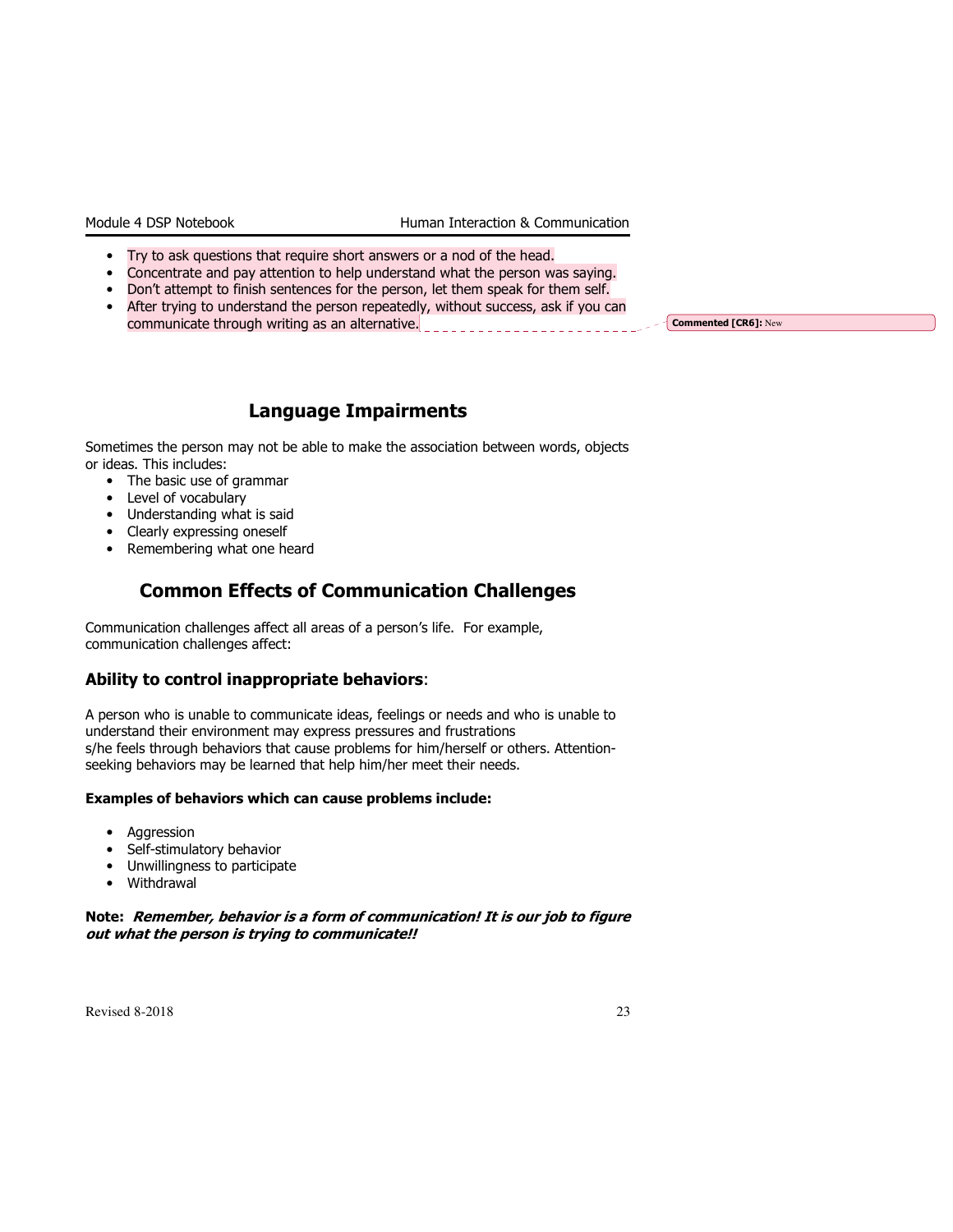- Try to ask questions that require short answers or a nod of the head.
- Concentrate and pay attention to help understand what the person was saying.
- Don't attempt to finish sentences for the person, let them speak for them self.
- After trying to understand the person repeatedly, without success, ask if you can communicate through writing as an alternative.

## Language Impairments

Sometimes the person may not be able to make the association between words, objects or ideas. This includes:

- The basic use of grammar
- Level of vocabulary
- Understanding what is said
- Clearly expressing oneself
- Remembering what one heard

## Common Effects of Communication Challenges

Communication challenges affect all areas of a person's life. For example, communication challenges affect:

### **Ability to control inappropriate behaviors**:

A person who is unable to communicate ideas, feelings or needs and who is unable to understand their environment may express pressures and frustrations s/he feels through behaviors that cause problems for him/herself or others. Attention-seeking behaviors may be learned that help him/her meet their needs.

**Examples of behaviors which can cause problems include:**

- Aggression
- Self-stimulatory behavior
- Unwillingness to participate
- Withdrawal

**Note:** ***Remember, behavior is a form of communication! It is our job to figure out what the person is trying to communicate!!***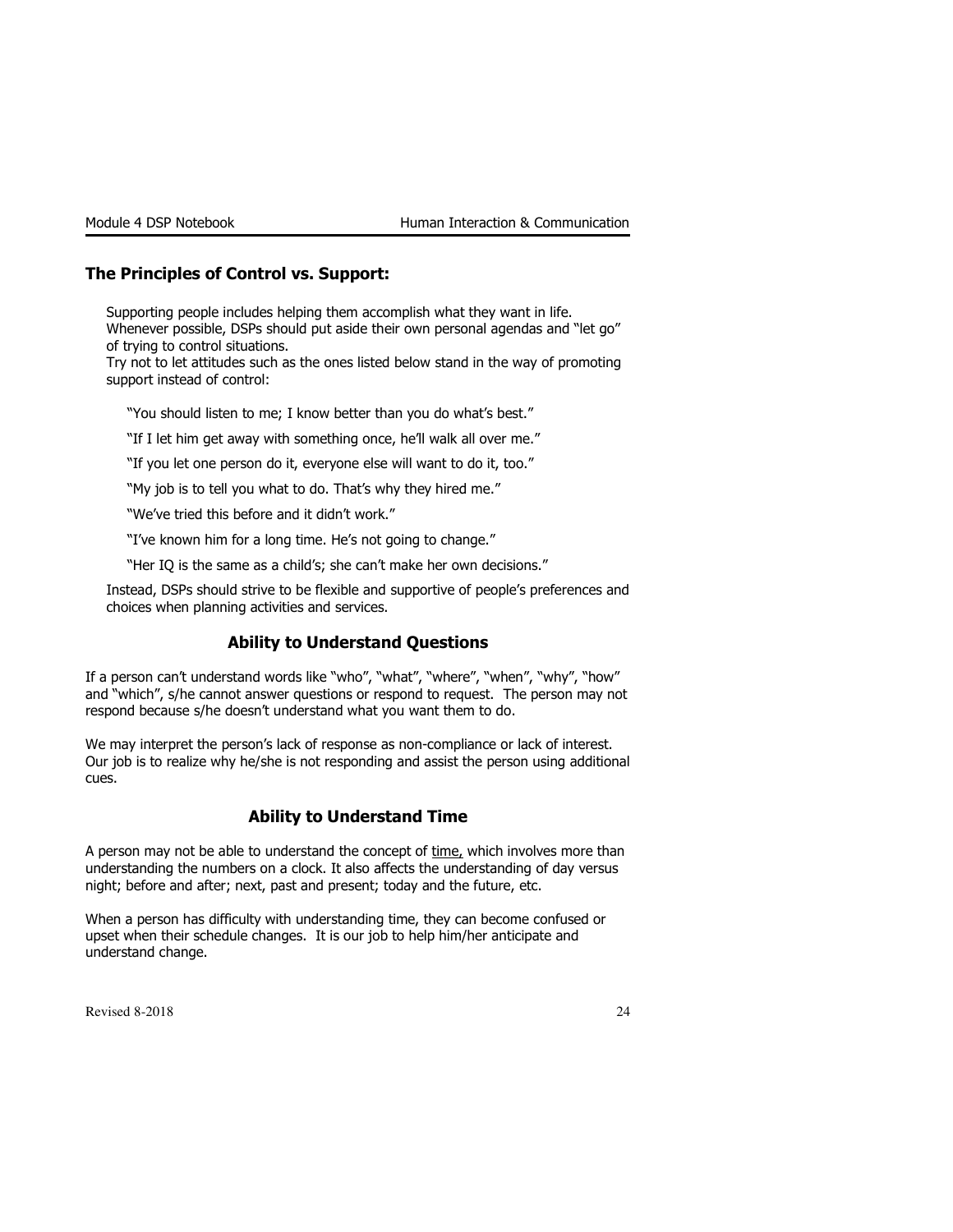## The Principles of Control vs. Support:

Supporting people includes helping them accomplish what they want in life. Whenever possible, DSPs should put aside their own personal agendas and "let go" of trying to control situations.
Try not to let attitudes such as the ones listed below stand in the way of promoting support instead of control:

"You should listen to me; I know better than you do what's best."

"If I let him get away with something once, he'll walk all over me."

"If you let one person do it, everyone else will want to do it, too."

"My job is to tell you what to do. That's why they hired me."

"We've tried this before and it didn't work."

"I've known him for a long time. He's not going to change."

"Her IQ is the same as a child's; she can't make her own decisions."

Instead, DSPs should strive to be flexible and supportive of people's preferences and choices when planning activities and services.

### Ability to Understand Questions

If a person can't understand words like "who", "what", "where", "when", "why", "how" and "which", s/he cannot answer questions or respond to request. The person may not respond because s/he doesn't understand what you want them to do.

We may interpret the person's lack of response as non-compliance or lack of interest. Our job is to realize why he/she is not responding and assist the person using additional cues.

### Ability to Understand Time

A person may not be able to understand the concept of time, which involves more than understanding the numbers on a clock. It also affects the understanding of day versus night; before and after; next, past and present; today and the future, etc.

When a person has difficulty with understanding time, they can become confused or upset when their schedule changes. It is our job to help him/her anticipate and understand change.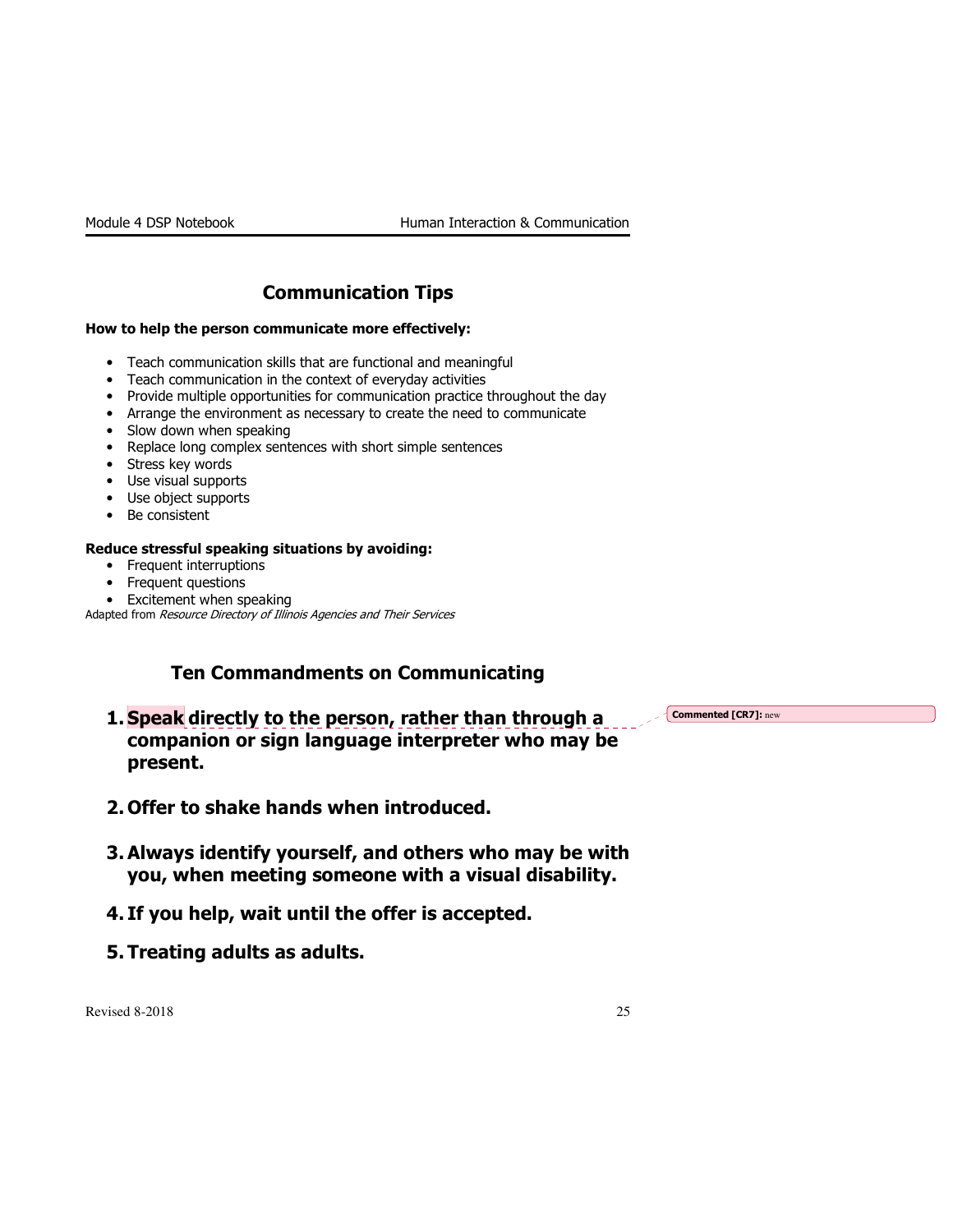## Communication Tips

**How to help the person communicate more effectively:**

- Teach communication skills that are functional and meaningful
- Teach communication in the context of everyday activities
- Provide multiple opportunities for communication practice throughout the day
- Arrange the environment as necessary to create the need to communicate
- Slow down when speaking
- Replace long complex sentences with short simple sentences
- Stress key words
- Use visual supports
- Use object supports
- Be consistent

**Reduce stressful speaking situations by avoiding:**

- Frequent interruptions
- Frequent questions
- Excitement when speaking

Adapted from *Resource Directory of Illinois Agencies and Their Services*

## Ten Commandments on Communicating

1. **Speak directly to the person, rather than through a companion or sign language interpreter who may be present.**

2. **Offer to shake hands when introduced.**

3. **Always identify yourself, and others who may be with you, when meeting someone with a visual disability.**

4. **If you help, wait until the offer is accepted.**

5. **Treating adults as adults.**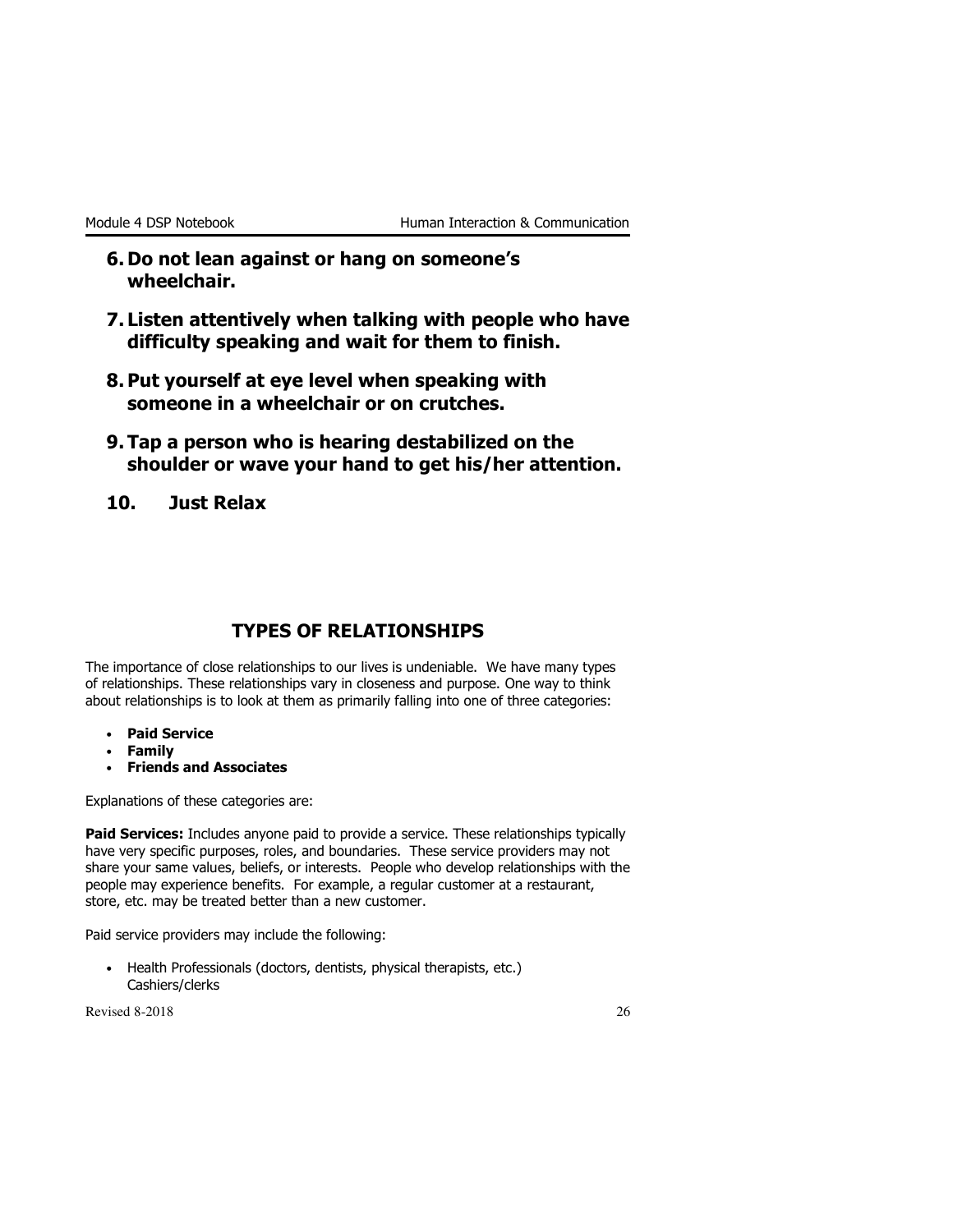6. **Do not lean against or hang on someone's wheelchair.**
7. **Listen attentively when talking with people who have difficulty speaking and wait for them to finish.**
8. **Put yourself at eye level when speaking with someone in a wheelchair or on crutches.**
9. **Tap a person who is hearing destabilized on the shoulder or wave your hand to get his/her attention.**
10. **Just Relax**

## TYPES OF RELATIONSHIPS

The importance of close relationships to our lives is undeniable. We have many types of relationships. These relationships vary in closeness and purpose. One way to think about relationships is to look at them as primarily falling into one of three categories:

- **Paid Service**
- **Family**
- **Friends and Associates**

Explanations of these categories are:

**Paid Services:** Includes anyone paid to provide a service. These relationships typically have very specific purposes, roles, and boundaries. These service providers may not share your same values, beliefs, or interests. People who develop relationships with the people may experience benefits. For example, a regular customer at a restaurant, store, etc. may be treated better than a new customer.

Paid service providers may include the following:

- Health Professionals (doctors, dentists, physical therapists, etc.) Cashiers/clerks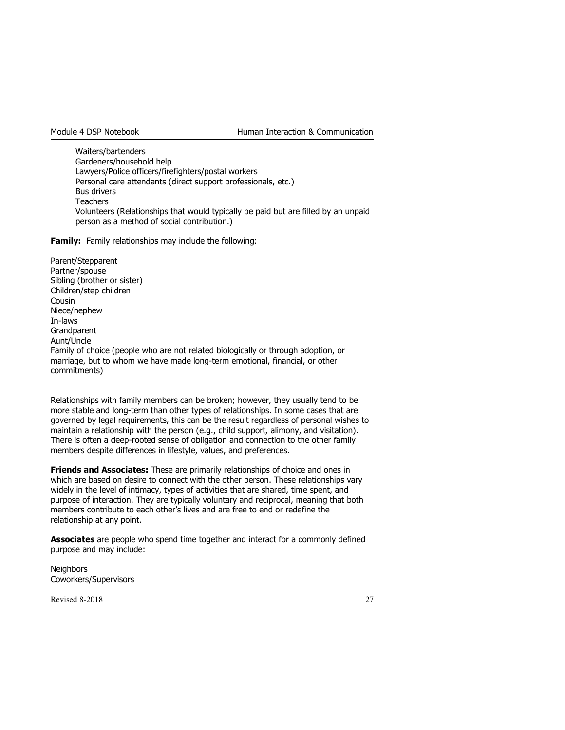Waiters/bartenders
Gardeners/household help
Lawyers/Police officers/firefighters/postal workers
Personal care attendants (direct support professionals, etc.)
Bus drivers
Teachers
Volunteers (Relationships that would typically be paid but are filled by an unpaid person as a method of social contribution.)

**Family:** Family relationships may include the following:

Parent/Stepparent
Partner/spouse
Sibling (brother or sister)
Children/step children
Cousin
Niece/nephew
In-laws
Grandparent
Aunt/Uncle
Family of choice (people who are not related biologically or through adoption, or marriage, but to whom we have made long-term emotional, financial, or other commitments)

Relationships with family members can be broken; however, they usually tend to be more stable and long-term than other types of relationships. In some cases that are governed by legal requirements, this can be the result regardless of personal wishes to maintain a relationship with the person (e.g., child support, alimony, and visitation). There is often a deep-rooted sense of obligation and connection to the other family members despite differences in lifestyle, values, and preferences.

**Friends and Associates:** These are primarily relationships of choice and ones in which are based on desire to connect with the other person. These relationships vary widely in the level of intimacy, types of activities that are shared, time spent, and purpose of interaction. They are typically voluntary and reciprocal, meaning that both members contribute to each other's lives and are free to end or redefine the relationship at any point.

**Associates** are people who spend time together and interact for a commonly defined purpose and may include:

Neighbors
Coworkers/Supervisors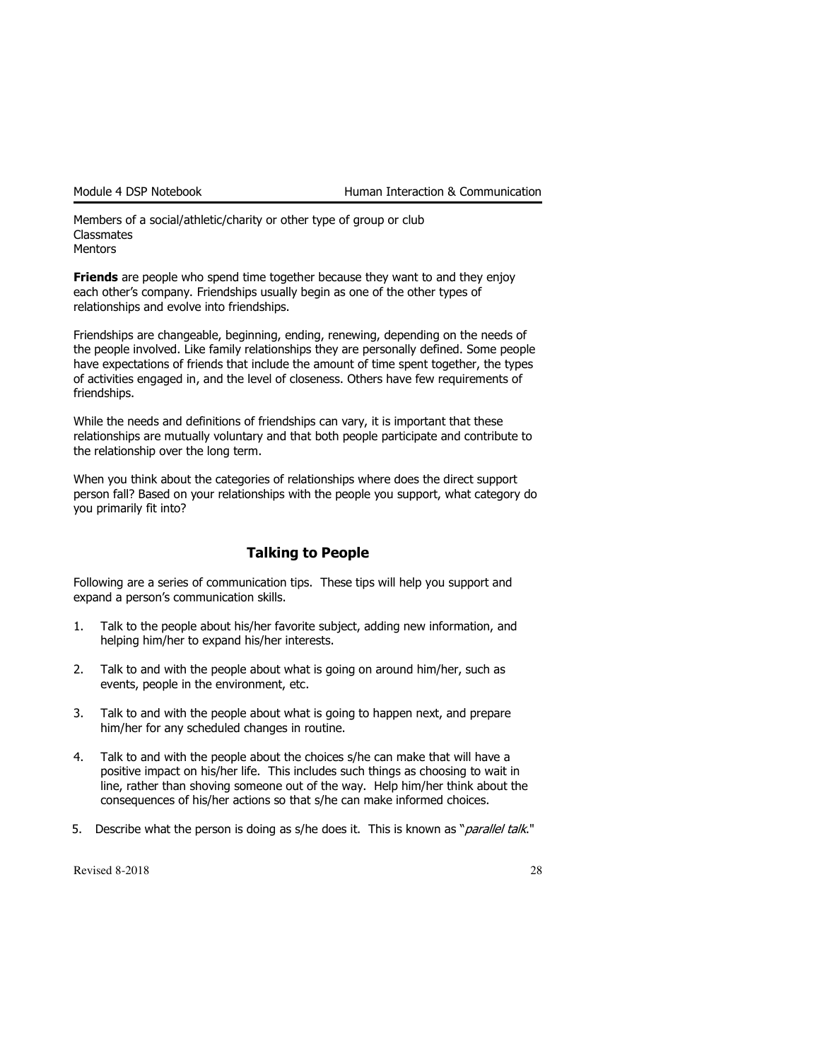Members of a social/athletic/charity or other type of group or club
Classmates
Mentors

**Friends** are people who spend time together because they want to and they enjoy each other's company. Friendships usually begin as one of the other types of relationships and evolve into friendships.

Friendships are changeable, beginning, ending, renewing, depending on the needs of the people involved. Like family relationships they are personally defined. Some people have expectations of friends that include the amount of time spent together, the types of activities engaged in, and the level of closeness. Others have few requirements of friendships.

While the needs and definitions of friendships can vary, it is important that these relationships are mutually voluntary and that both people participate and contribute to the relationship over the long term.

When you think about the categories of relationships where does the direct support person fall? Based on your relationships with the people you support, what category do you primarily fit into?

## Talking to People

Following are a series of communication tips. These tips will help you support and expand a person's communication skills.

1. Talk to the people about his/her favorite subject, adding new information, and helping him/her to expand his/her interests.
2. Talk to and with the people about what is going on around him/her, such as events, people in the environment, etc.
3. Talk to and with the people about what is going to happen next, and prepare him/her for any scheduled changes in routine.
4. Talk to and with the people about the choices s/he can make that will have a positive impact on his/her life. This includes such things as choosing to wait in line, rather than shoving someone out of the way. Help him/her think about the consequences of his/her actions so that s/he can make informed choices.
5. Describe what the person is doing as s/he does it. This is known as "*parallel talk*."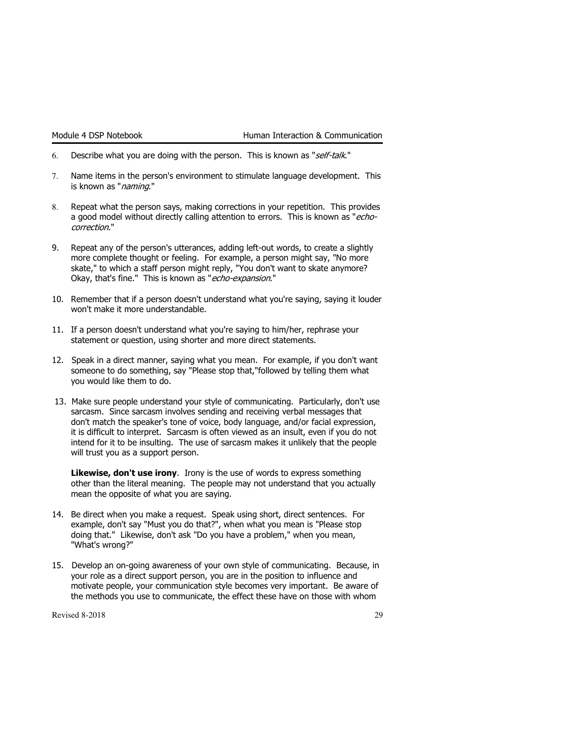6. Describe what you are doing with the person. This is known as "*self-talk*."

7. Name items in the person's environment to stimulate language development. This is known as "*naming*."

8. Repeat what the person says, making corrections in your repetition. This provides a good model without directly calling attention to errors. This is known as "*echo-correction*."

9. Repeat any of the person's utterances, adding left-out words, to create a slightly more complete thought or feeling. For example, a person might say, "No more skate," to which a staff person might reply, "You don't want to skate anymore? Okay, that's fine." This is known as "*echo-expansion*."

10. Remember that if a person doesn't understand what you're saying, saying it louder won't make it more understandable.

11. If a person doesn't understand what you're saying to him/her, rephrase your statement or question, using shorter and more direct statements.

12. Speak in a direct manner, saying what you mean. For example, if you don't want someone to do something, say "Please stop that,"followed by telling them what you would like them to do.

13. Make sure people understand your style of communicating. Particularly, don't use sarcasm. Since sarcasm involves sending and receiving verbal messages that don't match the speaker's tone of voice, body language, and/or facial expression, it is difficult to interpret. Sarcasm is often viewed as an insult, even if you do not intend for it to be insulting. The use of sarcasm makes it unlikely that the people will trust you as a support person.

    **Likewise, don't use irony**. Irony is the use of words to express something other than the literal meaning. The people may not understand that you actually mean the opposite of what you are saying.

14. Be direct when you make a request. Speak using short, direct sentences. For example, don't say "Must you do that?", when what you mean is "Please stop doing that." Likewise, don't ask "Do you have a problem," when you mean, "What's wrong?"

15. Develop an on-going awareness of your own style of communicating. Because, in your role as a direct support person, you are in the position to influence and motivate people, your communication style becomes very important. Be aware of the methods you use to communicate, the effect these have on those with whom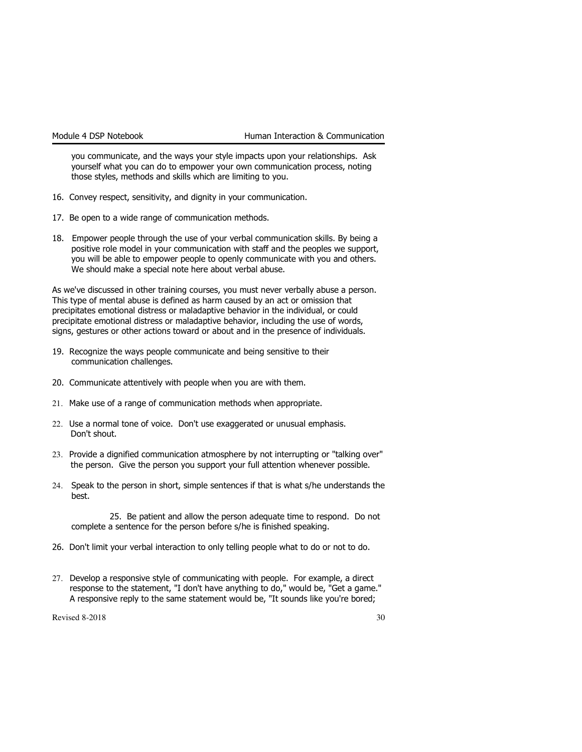you communicate, and the ways your style impacts upon your relationships. Ask yourself what you can do to empower your own communication process, noting those styles, methods and skills which are limiting to you.

16. Convey respect, sensitivity, and dignity in your communication.

17. Be open to a wide range of communication methods.

18. Empower people through the use of your verbal communication skills. By being a positive role model in your communication with staff and the peoples we support, you will be able to empower people to openly communicate with you and others. We should make a special note here about verbal abuse.

As we've discussed in other training courses, you must never verbally abuse a person. This type of mental abuse is defined as harm caused by an act or omission that precipitates emotional distress or maladaptive behavior in the individual, or could precipitate emotional distress or maladaptive behavior, including the use of words, signs, gestures or other actions toward or about and in the presence of individuals.

19. Recognize the ways people communicate and being sensitive to their communication challenges.

20. Communicate attentively with people when you are with them.

21. Make use of a range of communication methods when appropriate.

22. Use a normal tone of voice. Don't use exaggerated or unusual emphasis. Don't shout.

23. Provide a dignified communication atmosphere by not interrupting or "talking over" the person. Give the person you support your full attention whenever possible.

24. Speak to the person in short, simple sentences if that is what s/he understands the best.

25. Be patient and allow the person adequate time to respond. Do not complete a sentence for the person before s/he is finished speaking.

26. Don't limit your verbal interaction to only telling people what to do or not to do.

27. Develop a responsive style of communicating with people. For example, a direct response to the statement, "I don't have anything to do," would be, "Get a game." A responsive reply to the same statement would be, "It sounds like you're bored;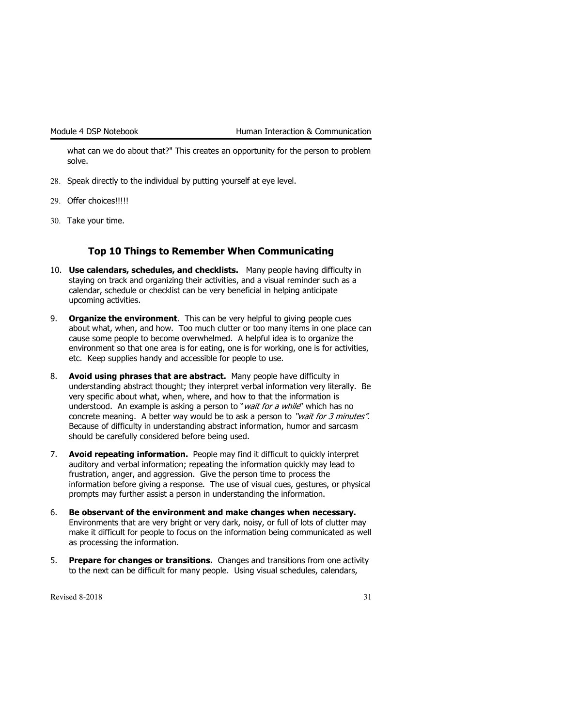what can we do about that?" This creates an opportunity for the person to problem solve.

28. Speak directly to the individual by putting yourself at eye level.

29. Offer choices!!!!!

30. Take your time.

## Top 10 Things to Remember When Communicating

10. **Use calendars, schedules, and checklists.** Many people having difficulty in staying on track and organizing their activities, and a visual reminder such as a calendar, schedule or checklist can be very beneficial in helping anticipate upcoming activities.

9. **Organize the environment**. This can be very helpful to giving people cues about what, when, and how. Too much clutter or too many items in one place can cause some people to become overwhelmed. A helpful idea is to organize the environment so that one area is for eating, one is for working, one is for activities, etc. Keep supplies handy and accessible for people to use.

8. **Avoid using phrases that are abstract.** Many people have difficulty in understanding abstract thought; they interpret verbal information very literally. Be very specific about what, when, where, and how to that the information is understood. An example is asking a person to "*wait for a while*" which has no concrete meaning. A better way would be to ask a person to *"wait for 3 minutes"*. Because of difficulty in understanding abstract information, humor and sarcasm should be carefully considered before being used.

7. **Avoid repeating information.** People may find it difficult to quickly interpret auditory and verbal information; repeating the information quickly may lead to frustration, anger, and aggression. Give the person time to process the information before giving a response. The use of visual cues, gestures, or physical prompts may further assist a person in understanding the information.

6. **Be observant of the environment and make changes when necessary.** Environments that are very bright or very dark, noisy, or full of lots of clutter may make it difficult for people to focus on the information being communicated as well as processing the information.

5. **Prepare for changes or transitions.** Changes and transitions from one activity to the next can be difficult for many people. Using visual schedules, calendars,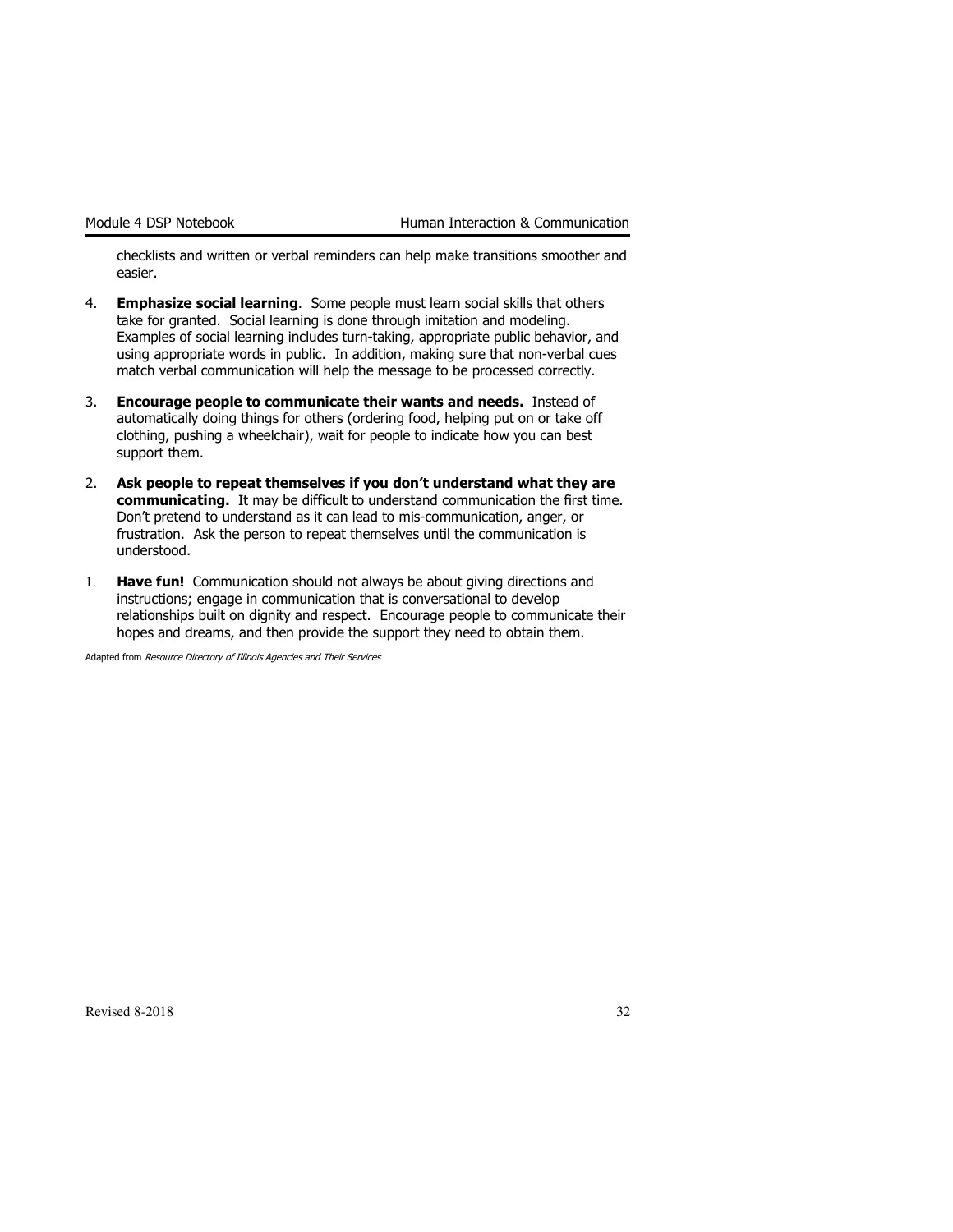checklists and written or verbal reminders can help make transitions smoother and easier.

4. **Emphasize social learning**. Some people must learn social skills that others take for granted. Social learning is done through imitation and modeling. Examples of social learning includes turn-taking, appropriate public behavior, and using appropriate words in public. In addition, making sure that non-verbal cues match verbal communication will help the message to be processed correctly.

3. **Encourage people to communicate their wants and needs.** Instead of automatically doing things for others (ordering food, helping put on or take off clothing, pushing a wheelchair), wait for people to indicate how you can best support them.

2. **Ask people to repeat themselves if you don't understand what they are communicating.** It may be difficult to understand communication the first time. Don't pretend to understand as it can lead to mis-communication, anger, or frustration. Ask the person to repeat themselves until the communication is understood.

1. **Have fun!** Communication should not always be about giving directions and instructions; engage in communication that is conversational to develop relationships built on dignity and respect. Encourage people to communicate their hopes and dreams, and then provide the support they need to obtain them.

Adapted from *Resource Directory of Illinois Agencies and Their Services*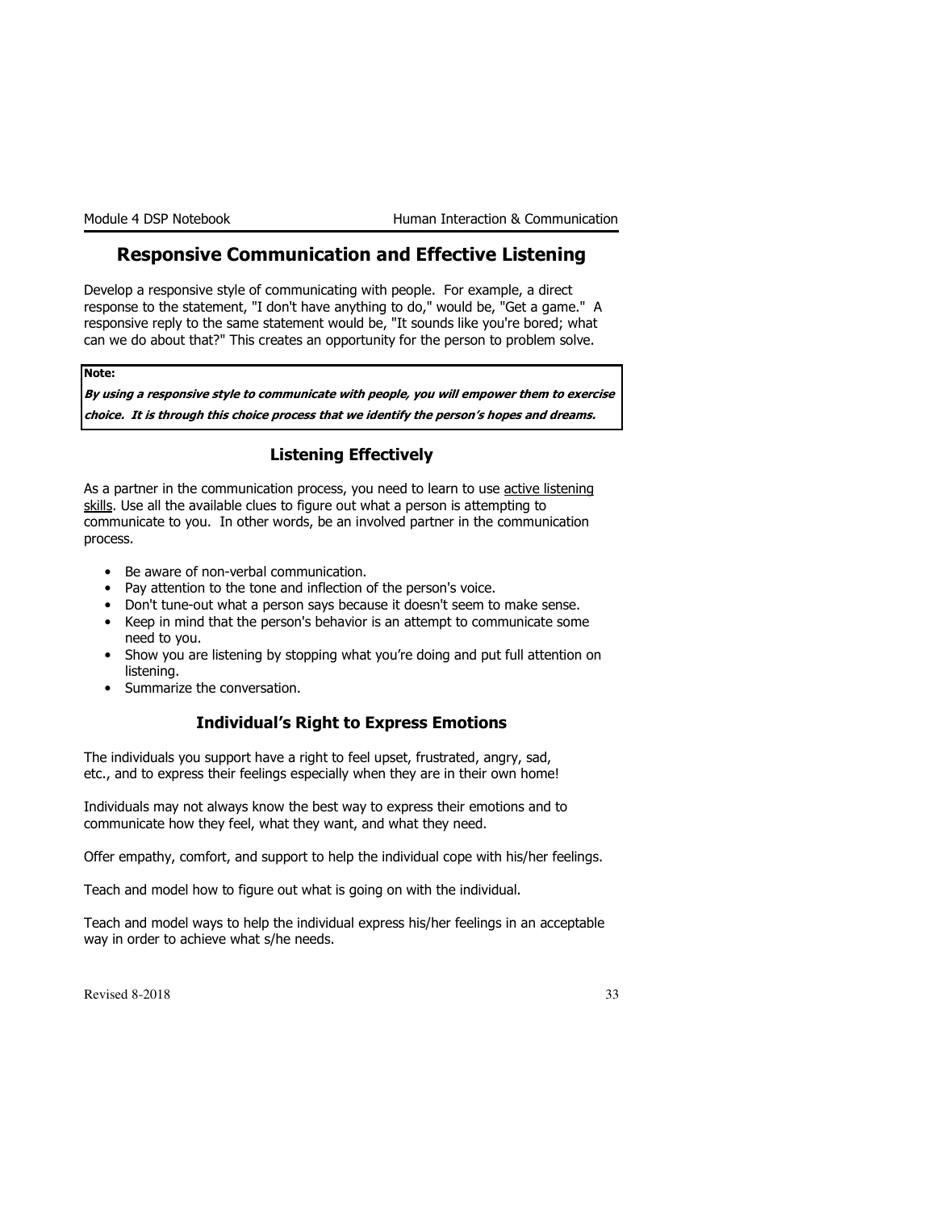## Responsive Communication and Effective Listening

Develop a responsive style of communicating with people. For example, a direct response to the statement, "I don't have anything to do," would be, "Get a game." A responsive reply to the same statement would be, "It sounds like you're bored; what can we do about that?" This creates an opportunity for the person to problem solve.

> **Note:**
>
> ***By using a responsive style to communicate with people, you will empower them to exercise choice. It is through this choice process that we identify the person's hopes and dreams.***

### Listening Effectively

As a partner in the communication process, you need to learn to use active listening skills. Use all the available clues to figure out what a person is attempting to communicate to you. In other words, be an involved partner in the communication process.

- Be aware of non-verbal communication.
- Pay attention to the tone and inflection of the person's voice.
- Don't tune-out what a person says because it doesn't seem to make sense.
- Keep in mind that the person's behavior is an attempt to communicate some need to you.
- Show you are listening by stopping what you're doing and put full attention on listening.
- Summarize the conversation.

### Individual's Right to Express Emotions

The individuals you support have a right to feel upset, frustrated, angry, sad, etc., and to express their feelings especially when they are in their own home!

Individuals may not always know the best way to express their emotions and to communicate how they feel, what they want, and what they need.

Offer empathy, comfort, and support to help the individual cope with his/her feelings.

Teach and model how to figure out what is going on with the individual.

Teach and model ways to help the individual express his/her feelings in an acceptable way in order to achieve what s/he needs.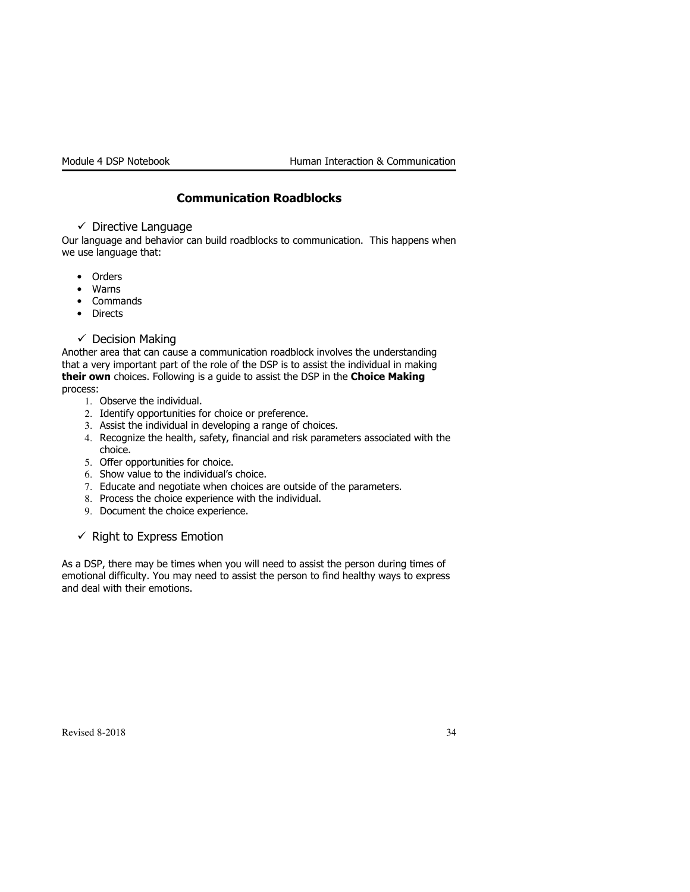## Communication Roadblocks

✓ Directive Language

Our language and behavior can build roadblocks to communication. This happens when we use language that:

- Orders
- Warns
- Commands
- Directs

✓ Decision Making

Another area that can cause a communication roadblock involves the understanding that a very important part of the role of the DSP is to assist the individual in making **their own** choices. Following is a guide to assist the DSP in the **Choice Making** process:

1. Observe the individual.
2. Identify opportunities for choice or preference.
3. Assist the individual in developing a range of choices.
4. Recognize the health, safety, financial and risk parameters associated with the choice.
5. Offer opportunities for choice.
6. Show value to the individual's choice.
7. Educate and negotiate when choices are outside of the parameters.
8. Process the choice experience with the individual.
9. Document the choice experience.

✓ Right to Express Emotion

As a DSP, there may be times when you will need to assist the person during times of emotional difficulty. You may need to assist the person to find healthy ways to express and deal with their emotions.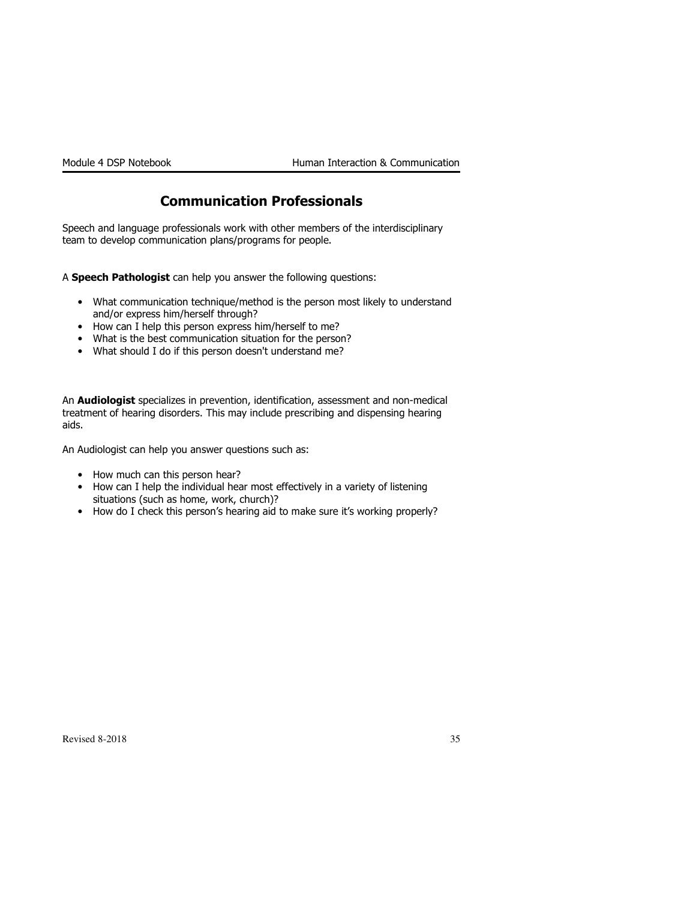## Communication Professionals

Speech and language professionals work with other members of the interdisciplinary team to develop communication plans/programs for people.

A **Speech Pathologist** can help you answer the following questions:

- What communication technique/method is the person most likely to understand and/or express him/herself through?
- How can I help this person express him/herself to me?
- What is the best communication situation for the person?
- What should I do if this person doesn't understand me?

An **Audiologist** specializes in prevention, identification, assessment and non-medical treatment of hearing disorders. This may include prescribing and dispensing hearing aids.

An Audiologist can help you answer questions such as:

- How much can this person hear?
- How can I help the individual hear most effectively in a variety of listening situations (such as home, work, church)?
- How do I check this person's hearing aid to make sure it's working properly?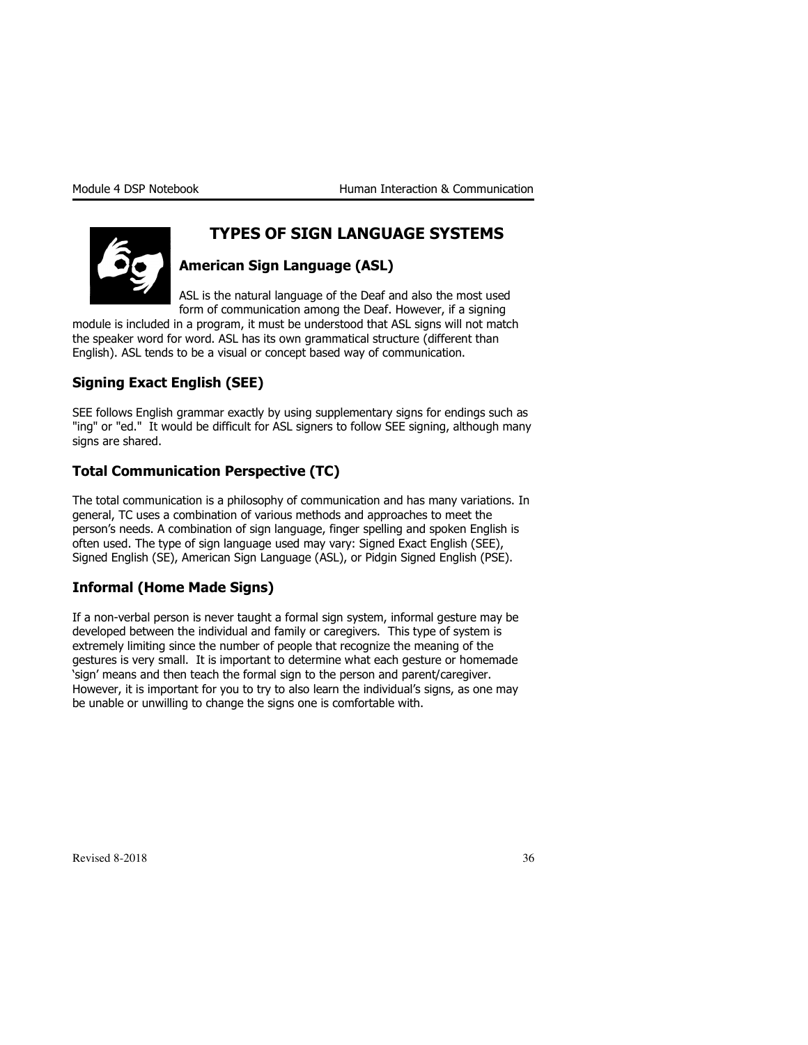# TYPES OF SIGN LANGUAGE SYSTEMS

## American Sign Language (ASL)

ASL is the natural language of the Deaf and also the most used form of communication among the Deaf. However, if a signing module is included in a program, it must be understood that ASL signs will not match the speaker word for word. ASL has its own grammatical structure (different than English). ASL tends to be a visual or concept based way of communication.

## Signing Exact English (SEE)

SEE follows English grammar exactly by using supplementary signs for endings such as "ing" or "ed." It would be difficult for ASL signers to follow SEE signing, although many signs are shared.

## Total Communication Perspective (TC)

The total communication is a philosophy of communication and has many variations. In general, TC uses a combination of various methods and approaches to meet the person's needs. A combination of sign language, finger spelling and spoken English is often used. The type of sign language used may vary: Signed Exact English (SEE), Signed English (SE), American Sign Language (ASL), or Pidgin Signed English (PSE).

## Informal (Home Made Signs)

If a non-verbal person is never taught a formal sign system, informal gesture may be developed between the individual and family or caregivers. This type of system is extremely limiting since the number of people that recognize the meaning of the gestures is very small. It is important to determine what each gesture or homemade 'sign' means and then teach the formal sign to the person and parent/caregiver. However, it is important for you to try to also learn the individual's signs, as one may be unable or unwilling to change the signs one is comfortable with.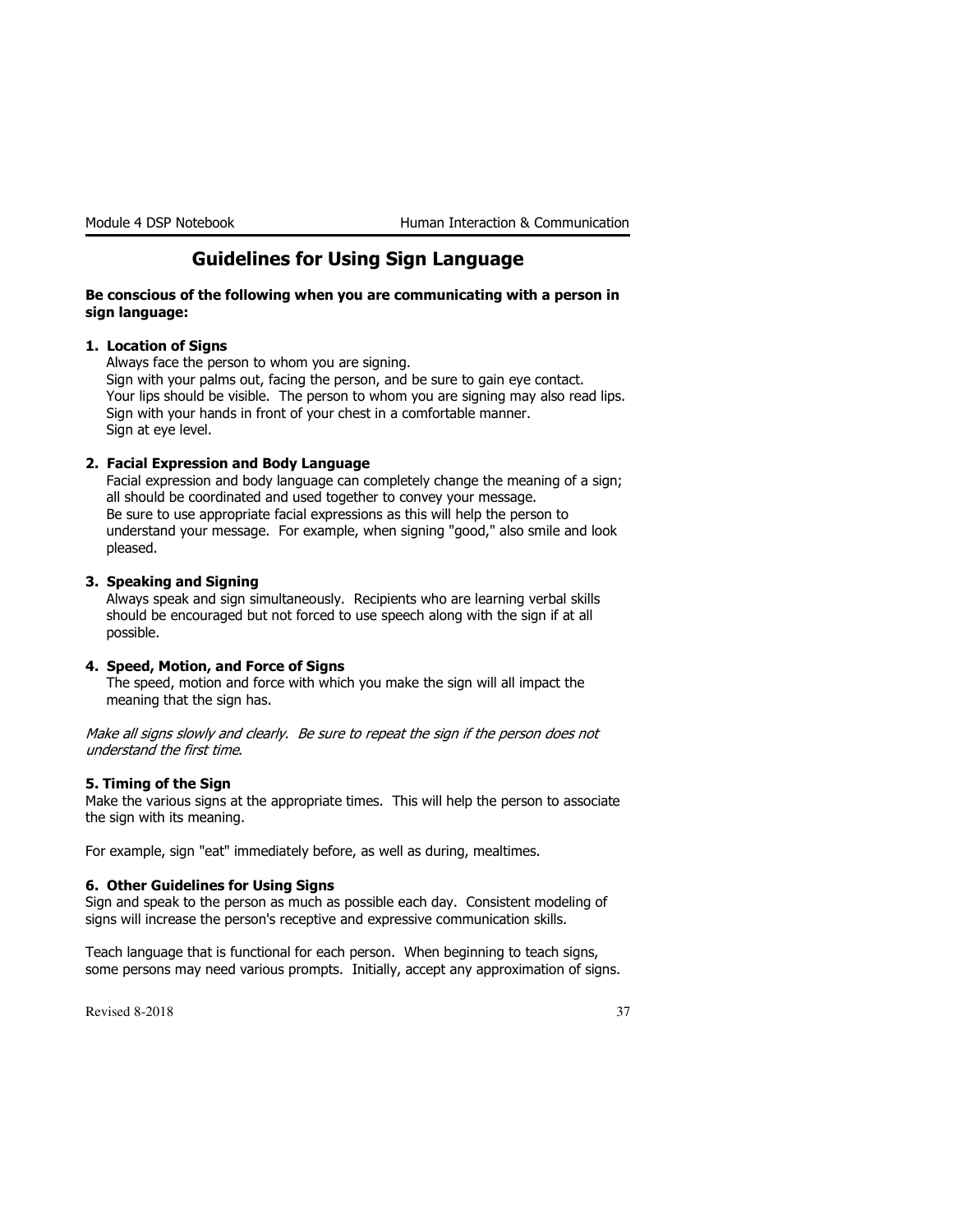# Guidelines for Using Sign Language

**Be conscious of the following when you are communicating with a person in sign language:**

**1. Location of Signs**

Always face the person to whom you are signing.
Sign with your palms out, facing the person, and be sure to gain eye contact.
Your lips should be visible. The person to whom you are signing may also read lips.
Sign with your hands in front of your chest in a comfortable manner.
Sign at eye level.

**2. Facial Expression and Body Language**

Facial expression and body language can completely change the meaning of a sign; all should be coordinated and used together to convey your message.
Be sure to use appropriate facial expressions as this will help the person to understand your message. For example, when signing "good," also smile and look pleased.

**3. Speaking and Signing**

Always speak and sign simultaneously. Recipients who are learning verbal skills should be encouraged but not forced to use speech along with the sign if at all possible.

**4. Speed, Motion, and Force of Signs**

The speed, motion and force with which you make the sign will all impact the meaning that the sign has.

*Make all signs slowly and clearly. Be sure to repeat the sign if the person does not understand the first time.*

**5. Timing of the Sign**

Make the various signs at the appropriate times. This will help the person to associate the sign with its meaning.

For example, sign "eat" immediately before, as well as during, mealtimes.

**6. Other Guidelines for Using Signs**

Sign and speak to the person as much as possible each day. Consistent modeling of signs will increase the person's receptive and expressive communication skills.

Teach language that is functional for each person. When beginning to teach signs, some persons may need various prompts. Initially, accept any approximation of signs.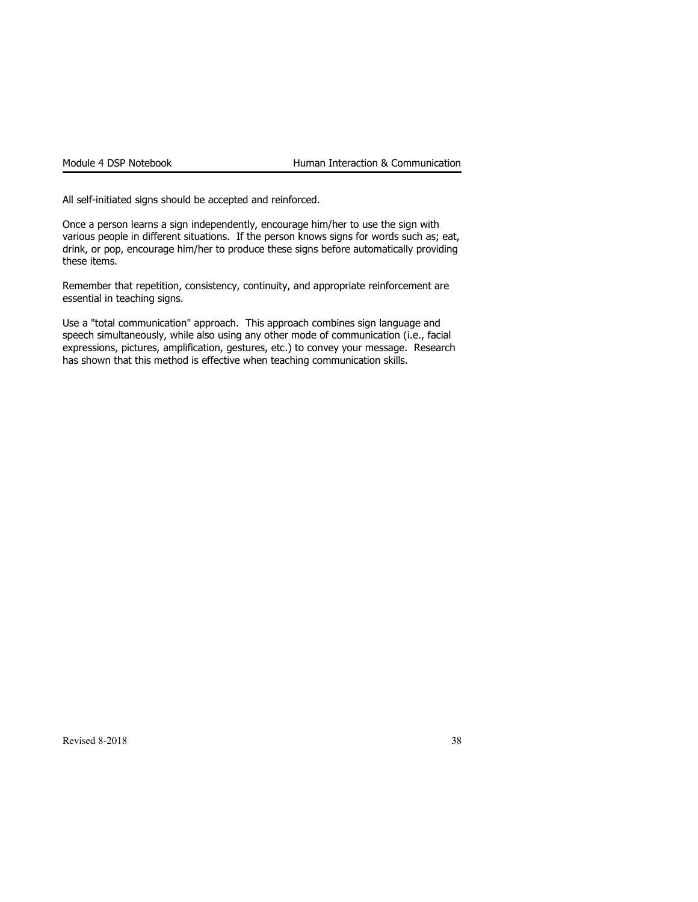All self-initiated signs should be accepted and reinforced.

Once a person learns a sign independently, encourage him/her to use the sign with various people in different situations. If the person knows signs for words such as; eat, drink, or pop, encourage him/her to produce these signs before automatically providing these items.

Remember that repetition, consistency, continuity, and appropriate reinforcement are essential in teaching signs.

Use a "total communication" approach. This approach combines sign language and speech simultaneously, while also using any other mode of communication (i.e., facial expressions, pictures, amplification, gestures, etc.) to convey your message. Research has shown that this method is effective when teaching communication skills.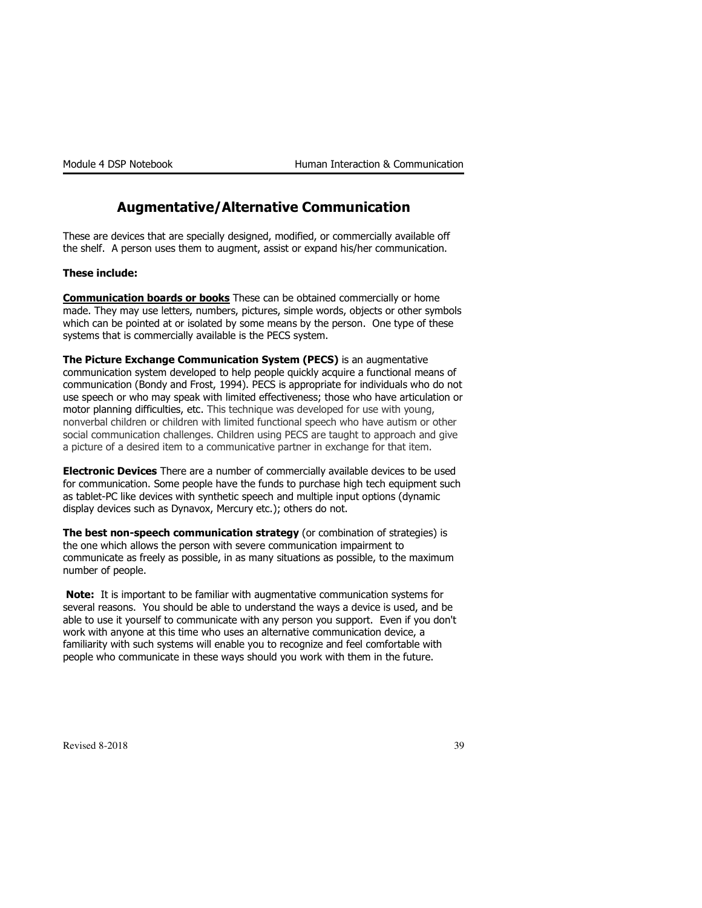# Augmentative/Alternative Communication

These are devices that are specially designed, modified, or commercially available off the shelf. A person uses them to augment, assist or expand his/her communication.

**These include:**

**Communication boards or books** These can be obtained commercially or home made. They may use letters, numbers, pictures, simple words, objects or other symbols which can be pointed at or isolated by some means by the person. One type of these systems that is commercially available is the PECS system.

**The Picture Exchange Communication System (PECS)** is an augmentative communication system developed to help people quickly acquire a functional means of communication (Bondy and Frost, 1994). PECS is appropriate for individuals who do not use speech or who may speak with limited effectiveness; those who have articulation or motor planning difficulties, etc. This technique was developed for use with young, nonverbal children or children with limited functional speech who have autism or other social communication challenges. Children using PECS are taught to approach and give a picture of a desired item to a communicative partner in exchange for that item.

**Electronic Devices** There are a number of commercially available devices to be used for communication. Some people have the funds to purchase high tech equipment such as tablet-PC like devices with synthetic speech and multiple input options (dynamic display devices such as Dynavox, Mercury etc.); others do not.

**The best non-speech communication strategy** (or combination of strategies) is the one which allows the person with severe communication impairment to communicate as freely as possible, in as many situations as possible, to the maximum number of people.

**Note:** It is important to be familiar with augmentative communication systems for several reasons. You should be able to understand the ways a device is used, and be able to use it yourself to communicate with any person you support. Even if you don't work with anyone at this time who uses an alternative communication device, a familiarity with such systems will enable you to recognize and feel comfortable with people who communicate in these ways should you work with them in the future.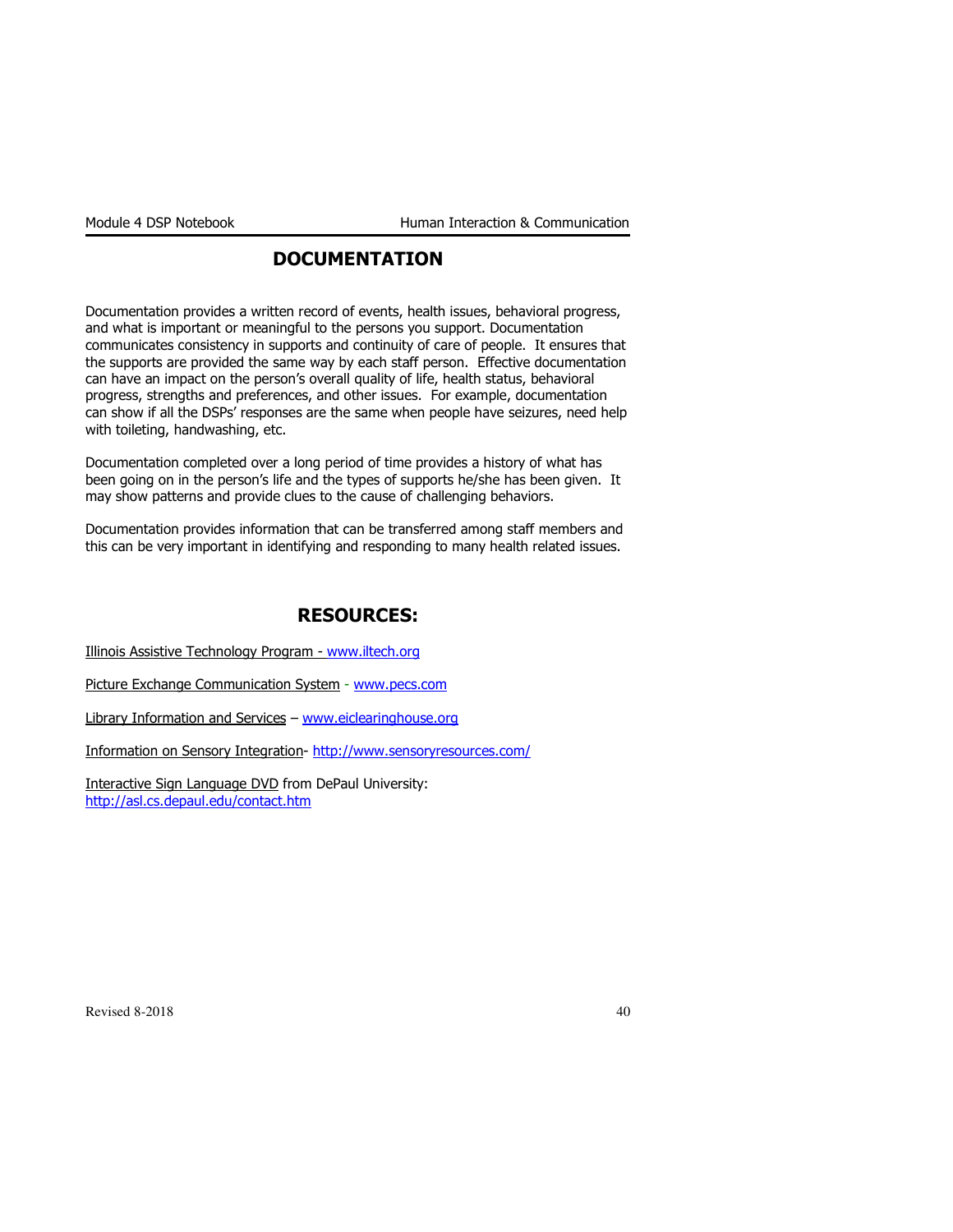# DOCUMENTATION

Documentation provides a written record of events, health issues, behavioral progress, and what is important or meaningful to the persons you support. Documentation communicates consistency in supports and continuity of care of people. It ensures that the supports are provided the same way by each staff person. Effective documentation can have an impact on the person's overall quality of life, health status, behavioral progress, strengths and preferences, and other issues. For example, documentation can show if all the DSPs' responses are the same when people have seizures, need help with toileting, handwashing, etc.

Documentation completed over a long period of time provides a history of what has been going on in the person's life and the types of supports he/she has been given. It may show patterns and provide clues to the cause of challenging behaviors.

Documentation provides information that can be transferred among staff members and this can be very important in identifying and responding to many health related issues.

# RESOURCES:

Illinois Assistive Technology Program - www.iltech.org

Picture Exchange Communication System - www.pecs.com

Library Information and Services – www.eiclearinghouse.org

Information on Sensory Integration- http://www.sensoryresources.com/

Interactive Sign Language DVD from DePaul University: http://asl.cs.depaul.edu/contact.htm

Revised 8-2018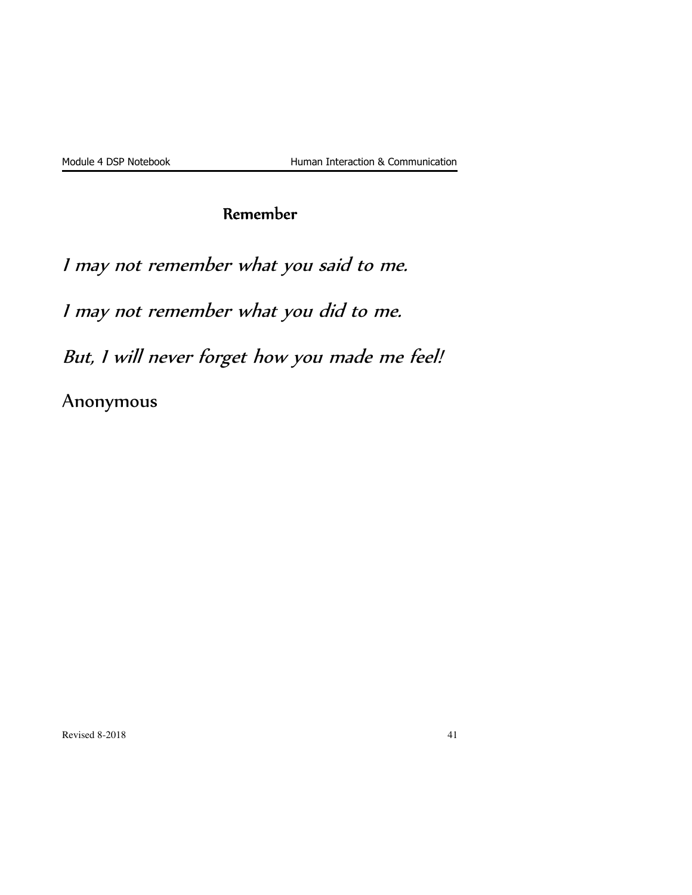## Remember

*I may not remember what you said to me.*

*I may not remember what you did to me.*

*But, I will never forget how you made me feel!*

Anonymous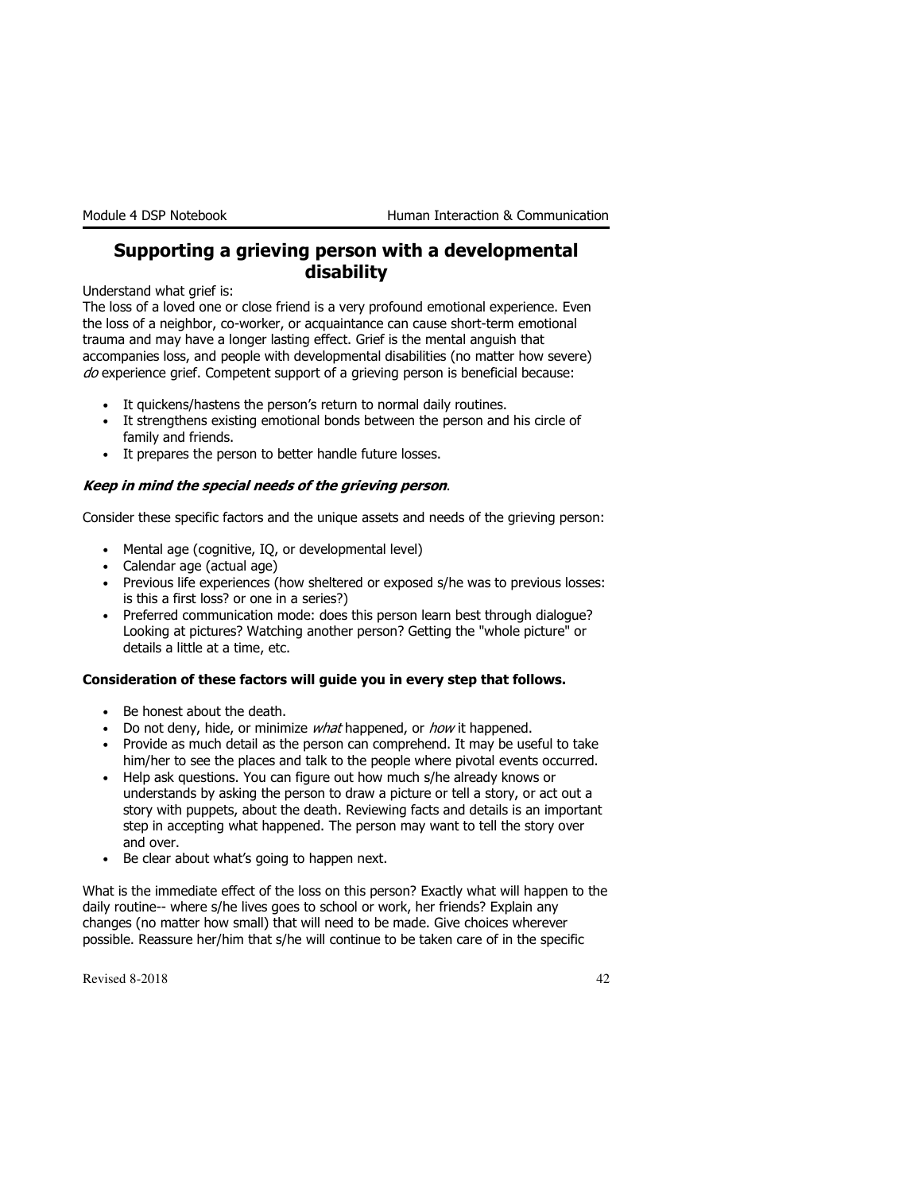## Supporting a grieving person with a developmental disability

Understand what grief is:

The loss of a loved one or close friend is a very profound emotional experience. Even the loss of a neighbor, co-worker, or acquaintance can cause short-term emotional trauma and may have a longer lasting effect. Grief is the mental anguish that accompanies loss, and people with developmental disabilities (no matter how severe) *do* experience grief. Competent support of a grieving person is beneficial because:

- It quickens/hastens the person's return to normal daily routines.
- It strengthens existing emotional bonds between the person and his circle of family and friends.
- It prepares the person to better handle future losses.

***Keep in mind the special needs of the grieving person*.**

Consider these specific factors and the unique assets and needs of the grieving person:

- Mental age (cognitive, IQ, or developmental level)
- Calendar age (actual age)
- Previous life experiences (how sheltered or exposed s/he was to previous losses: is this a first loss? or one in a series?)
- Preferred communication mode: does this person learn best through dialogue? Looking at pictures? Watching another person? Getting the "whole picture" or details a little at a time, etc.

**Consideration of these factors will guide you in every step that follows.**

- Be honest about the death.
- Do not deny, hide, or minimize *what* happened, or *how* it happened.
- Provide as much detail as the person can comprehend. It may be useful to take him/her to see the places and talk to the people where pivotal events occurred.
- Help ask questions. You can figure out how much s/he already knows or understands by asking the person to draw a picture or tell a story, or act out a story with puppets, about the death. Reviewing facts and details is an important step in accepting what happened. The person may want to tell the story over and over.
- Be clear about what's going to happen next.

What is the immediate effect of the loss on this person? Exactly what will happen to the daily routine-- where s/he lives goes to school or work, her friends? Explain any changes (no matter how small) that will need to be made. Give choices wherever possible. Reassure her/him that s/he will continue to be taken care of in the specific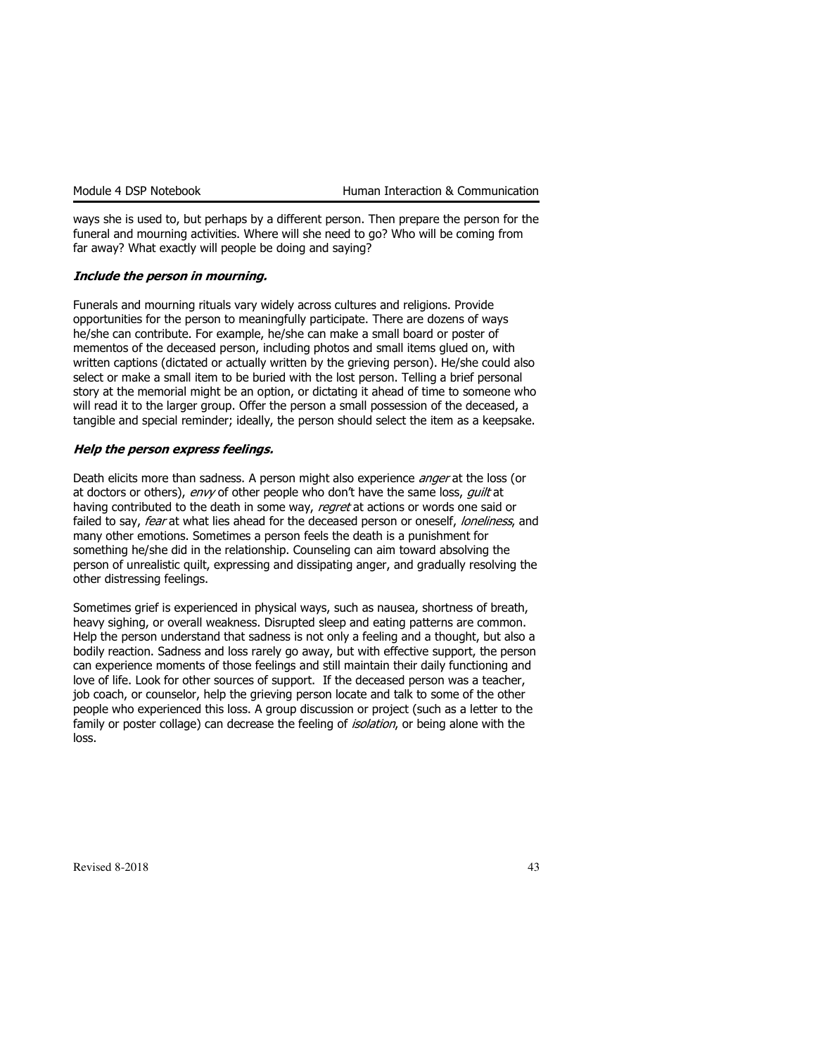ways she is used to, but perhaps by a different person. Then prepare the person for the funeral and mourning activities. Where will she need to go? Who will be coming from far away? What exactly will people be doing and saying?

***Include the person in mourning.***

Funerals and mourning rituals vary widely across cultures and religions. Provide opportunities for the person to meaningfully participate. There are dozens of ways he/she can contribute. For example, he/she can make a small board or poster of mementos of the deceased person, including photos and small items glued on, with written captions (dictated or actually written by the grieving person). He/she could also select or make a small item to be buried with the lost person. Telling a brief personal story at the memorial might be an option, or dictating it ahead of time to someone who will read it to the larger group. Offer the person a small possession of the deceased, a tangible and special reminder; ideally, the person should select the item as a keepsake.

***Help the person express feelings.***

Death elicits more than sadness. A person might also experience *anger* at the loss (or at doctors or others), *envy* of other people who don't have the same loss, *guilt* at having contributed to the death in some way, *regret* at actions or words one said or failed to say, *fear* at what lies ahead for the deceased person or oneself, *loneliness*, and many other emotions. Sometimes a person feels the death is a punishment for something he/she did in the relationship. Counseling can aim toward absolving the person of unrealistic quilt, expressing and dissipating anger, and gradually resolving the other distressing feelings.

Sometimes grief is experienced in physical ways, such as nausea, shortness of breath, heavy sighing, or overall weakness. Disrupted sleep and eating patterns are common. Help the person understand that sadness is not only a feeling and a thought, but also a bodily reaction. Sadness and loss rarely go away, but with effective support, the person can experience moments of those feelings and still maintain their daily functioning and love of life. Look for other sources of support. If the deceased person was a teacher, job coach, or counselor, help the grieving person locate and talk to some of the other people who experienced this loss. A group discussion or project (such as a letter to the family or poster collage) can decrease the feeling of *isolation*, or being alone with the loss.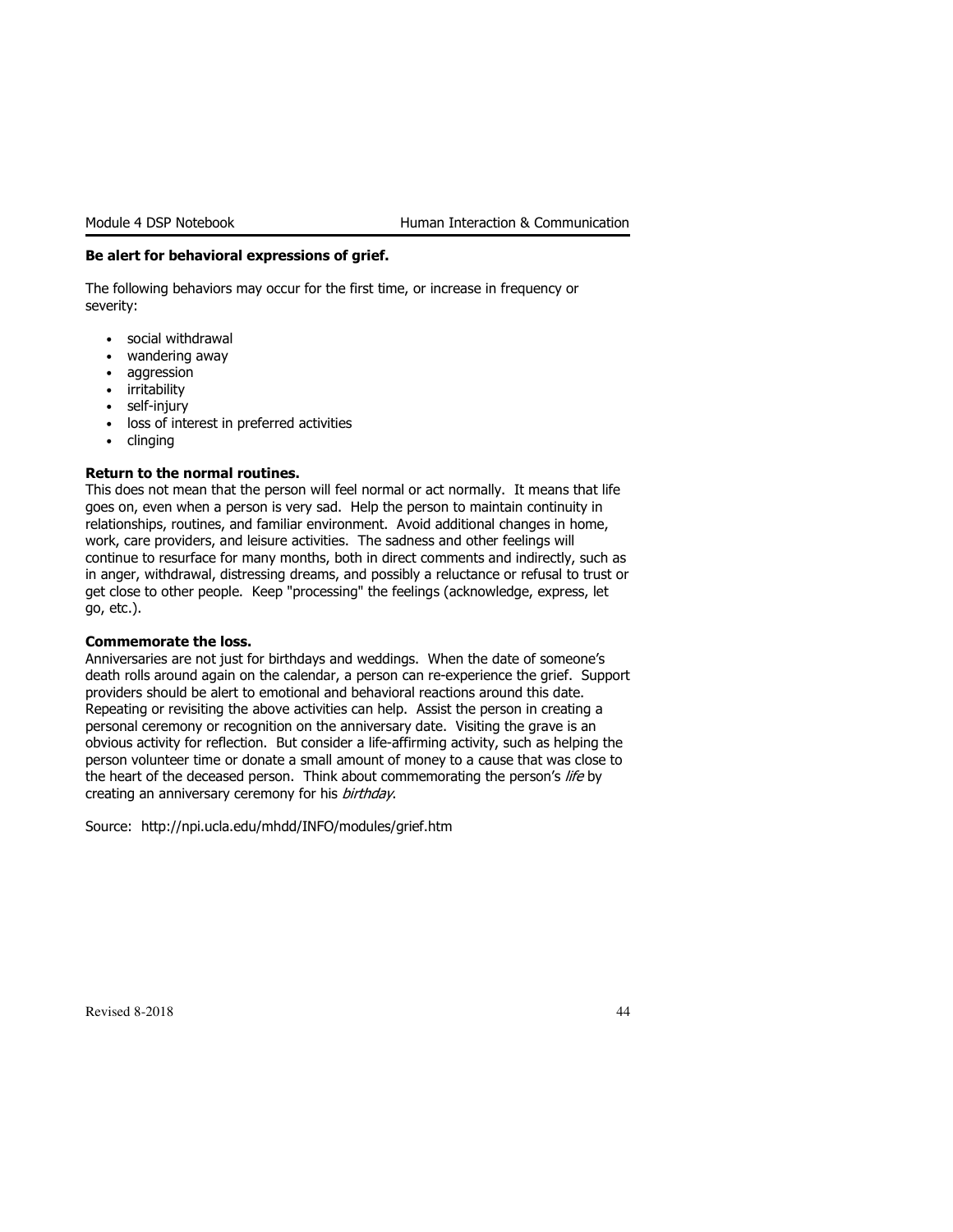**Be alert for behavioral expressions of grief.**

The following behaviors may occur for the first time, or increase in frequency or severity:

- social withdrawal
- wandering away
- aggression
- irritability
- self-injury
- loss of interest in preferred activities
- clinging

**Return to the normal routines.**
This does not mean that the person will feel normal or act normally. It means that life goes on, even when a person is very sad. Help the person to maintain continuity in relationships, routines, and familiar environment. Avoid additional changes in home, work, care providers, and leisure activities. The sadness and other feelings will continue to resurface for many months, both in direct comments and indirectly, such as in anger, withdrawal, distressing dreams, and possibly a reluctance or refusal to trust or get close to other people. Keep "processing" the feelings (acknowledge, express, let go, etc.).

**Commemorate the loss.**
Anniversaries are not just for birthdays and weddings. When the date of someone's death rolls around again on the calendar, a person can re-experience the grief. Support providers should be alert to emotional and behavioral reactions around this date. Repeating or revisiting the above activities can help. Assist the person in creating a personal ceremony or recognition on the anniversary date. Visiting the grave is an obvious activity for reflection. But consider a life-affirming activity, such as helping the person volunteer time or donate a small amount of money to a cause that was close to the heart of the deceased person. Think about commemorating the person's *life* by creating an anniversary ceremony for his *birthday*.

Source: http://npi.ucla.edu/mhdd/INFO/modules/grief.htm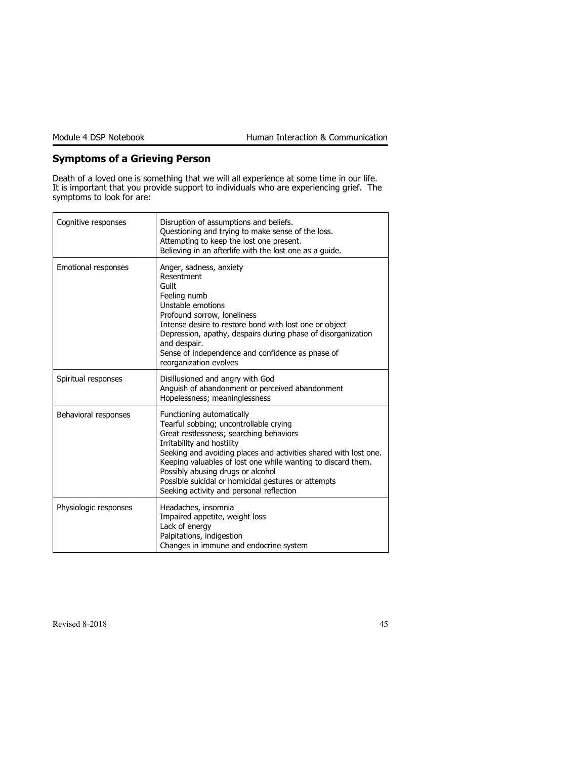## Symptoms of a Grieving Person

Death of a loved one is something that we will all experience at some time in our life. It is important that you provide support to individuals who are experiencing grief. The symptoms to look for are:

| | |
|---|---|
| Cognitive responses | Disruption of assumptions and beliefs.<br>Questioning and trying to make sense of the loss.<br>Attempting to keep the lost one present.<br>Believing in an afterlife with the lost one as a guide. |
| Emotional responses | Anger, sadness, anxiety<br>Resentment<br>Guilt<br>Feeling numb<br>Unstable emotions<br>Profound sorrow, loneliness<br>Intense desire to restore bond with lost one or object<br>Depression, apathy, despairs during phase of disorganization and despair.<br>Sense of independence and confidence as phase of reorganization evolves |
| Spiritual responses | Disillusioned and angry with God<br>Anguish of abandonment or perceived abandonment<br>Hopelessness; meaninglessness |
| Behavioral responses | Functioning automatically<br>Tearful sobbing; uncontrollable crying<br>Great restlessness; searching behaviors<br>Irritability and hostility<br>Seeking and avoiding places and activities shared with lost one.<br>Keeping valuables of lost one while wanting to discard them.<br>Possibly abusing drugs or alcohol<br>Possible suicidal or homicidal gestures or attempts<br>Seeking activity and personal reflection |
| Physiologic responses | Headaches, insomnia<br>Impaired appetite, weight loss<br>Lack of energy<br>Palpitations, indigestion<br>Changes in immune and endocrine system |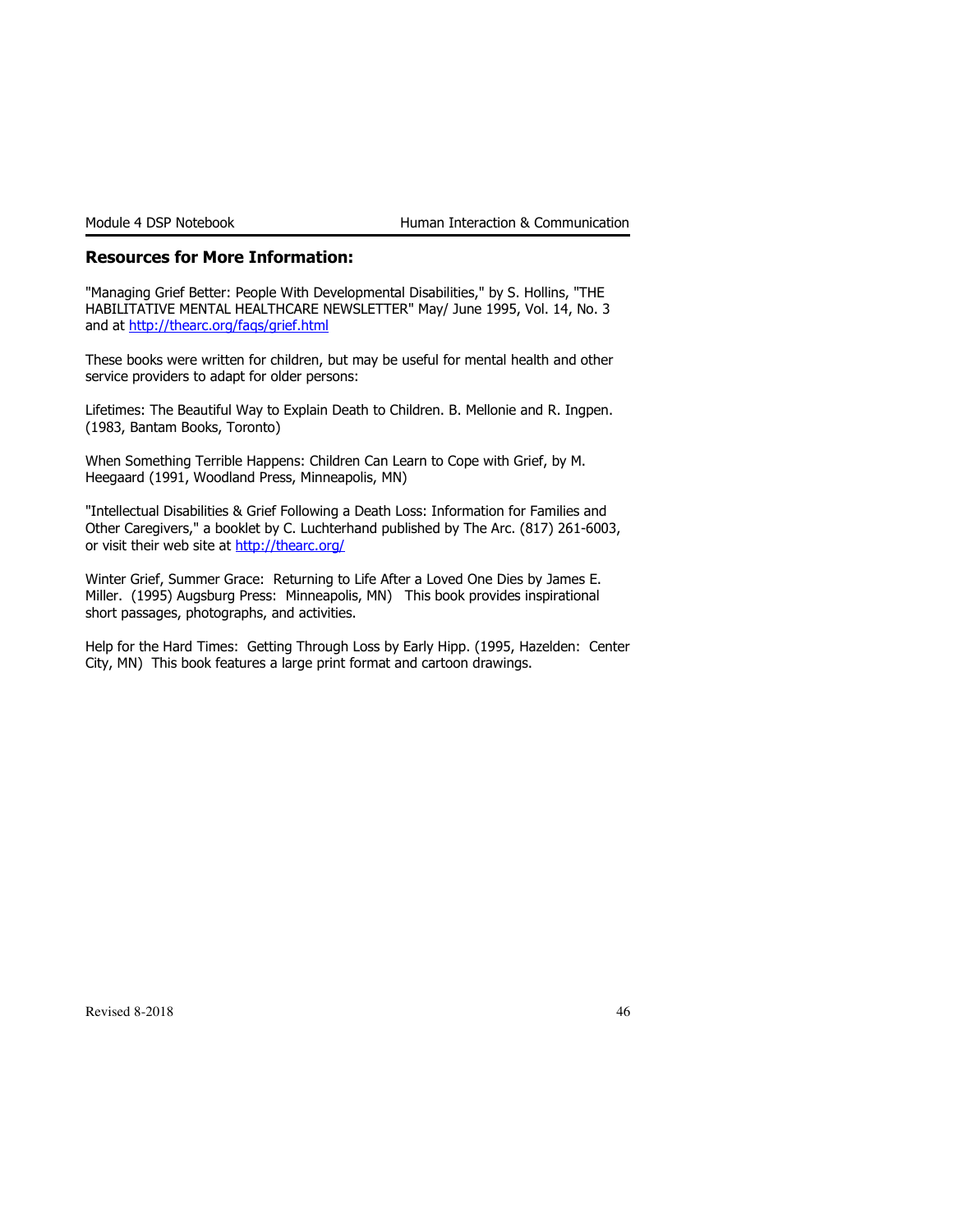## Resources for More Information:

"Managing Grief Better: People With Developmental Disabilities," by S. Hollins, "THE HABILITATIVE MENTAL HEALTHCARE NEWSLETTER" May/ June 1995, Vol. 14, No. 3 and at http://thearc.org/faqs/grief.html

These books were written for children, but may be useful for mental health and other service providers to adapt for older persons:

Lifetimes: The Beautiful Way to Explain Death to Children. B. Mellonie and R. Ingpen. (1983, Bantam Books, Toronto)

When Something Terrible Happens: Children Can Learn to Cope with Grief, by M. Heegaard (1991, Woodland Press, Minneapolis, MN)

"Intellectual Disabilities & Grief Following a Death Loss: Information for Families and Other Caregivers," a booklet by C. Luchterhand published by The Arc. (817) 261-6003, or visit their web site at http://thearc.org/

Winter Grief, Summer Grace: Returning to Life After a Loved One Dies by James E. Miller. (1995) Augsburg Press: Minneapolis, MN) This book provides inspirational short passages, photographs, and activities.

Help for the Hard Times: Getting Through Loss by Early Hipp. (1995, Hazelden: Center City, MN) This book features a large print format and cartoon drawings.